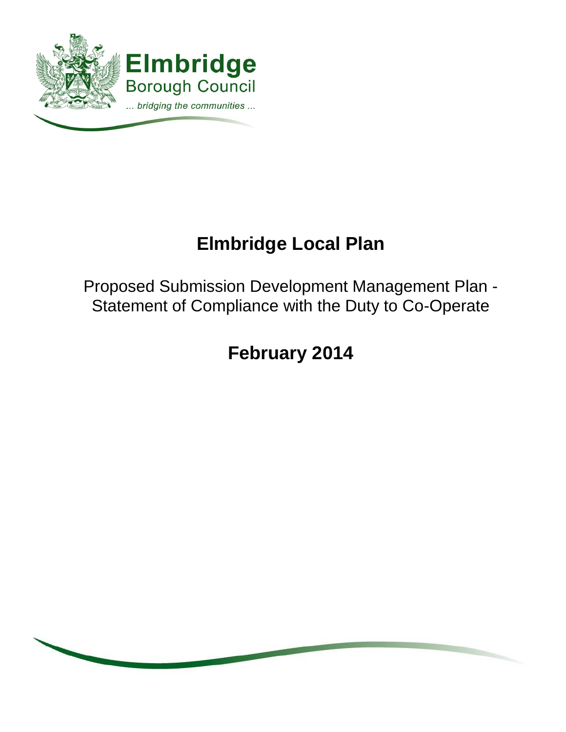Elmbridge

Borough Council

*... bridging the communities ...*

# Elmbridge Local Plan

Proposed Submission Development Management Plan - Statement of Compliance with the Duty to Co-Operate

## February 2014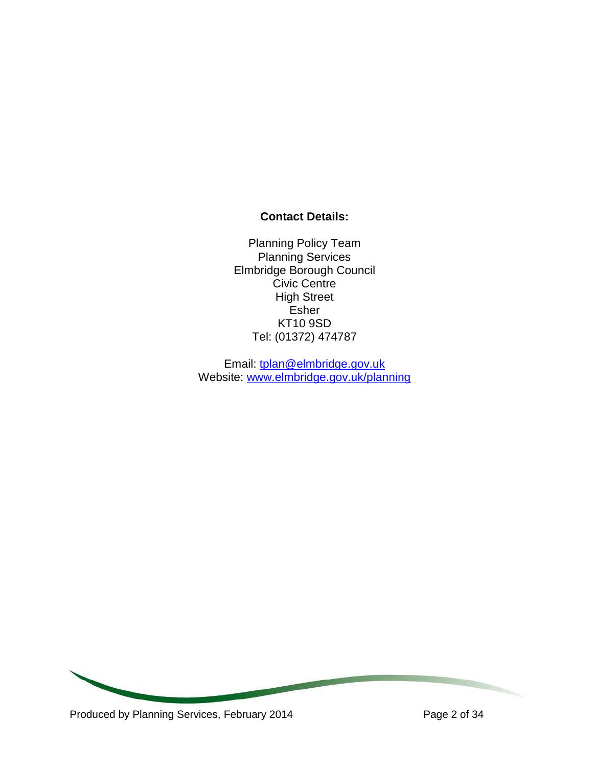**Contact Details:**

Planning Policy Team
Planning Services
Elmbridge Borough Council
Civic Centre
High Street
Esher
KT10 9SD
Tel: (01372) 474787

Email: tplan@elmbridge.gov.uk
Website: www.elmbridge.gov.uk/planning

Produced by Planning Services, February 2014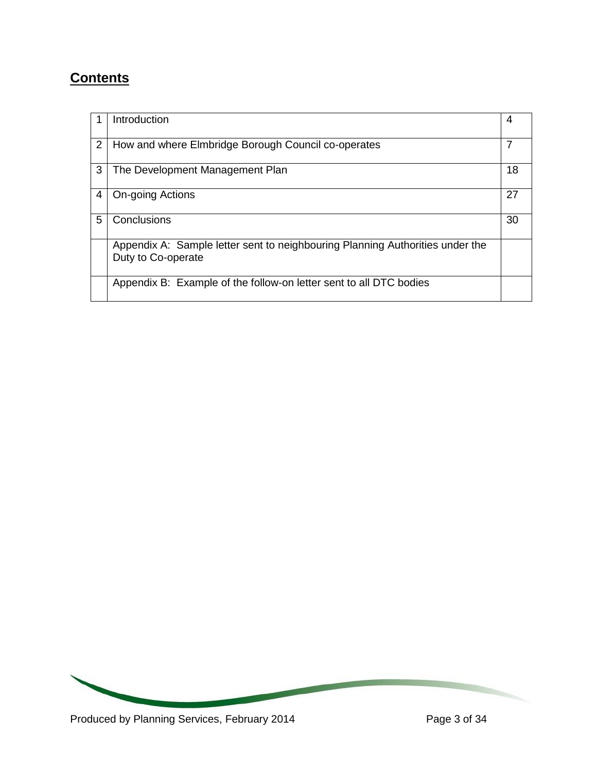## Contents

| | | |
|---|---|---|
| 1 | Introduction | 4 |
| 2 | How and where Elmbridge Borough Council co-operates | 7 |
| 3 | The Development Management Plan | 18 |
| 4 | On-going Actions | 27 |
| 5 | Conclusions | 30 |
| | Appendix A: Sample letter sent to neighbouring Planning Authorities under the Duty to Co-operate | |
| | Appendix B: Example of the follow-on letter sent to all DTC bodies | |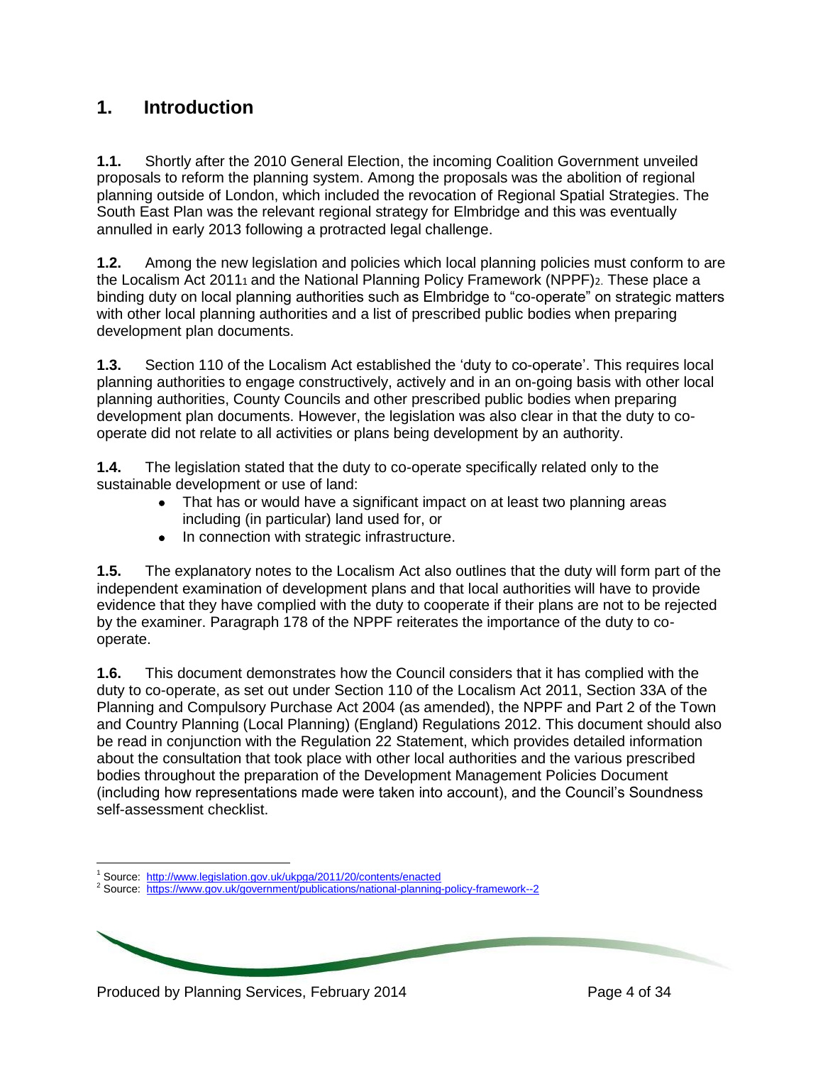# 1. Introduction

**1.1.** Shortly after the 2010 General Election, the incoming Coalition Government unveiled proposals to reform the planning system. Among the proposals was the abolition of regional planning outside of London, which included the revocation of Regional Spatial Strategies. The South East Plan was the relevant regional strategy for Elmbridge and this was eventually annulled in early 2013 following a protracted legal challenge.

**1.2.** Among the new legislation and policies which local planning policies must conform to are the Localism Act 2011[1] and the National Planning Policy Framework (NPPF)[2]. These place a binding duty on local planning authorities such as Elmbridge to "co-operate" on strategic matters with other local planning authorities and a list of prescribed public bodies when preparing development plan documents.

**1.3.** Section 110 of the Localism Act established the 'duty to co-operate'. This requires local planning authorities to engage constructively, actively and in an on-going basis with other local planning authorities, County Councils and other prescribed public bodies when preparing development plan documents. However, the legislation was also clear in that the duty to co-operate did not relate to all activities or plans being development by an authority.

**1.4.** The legislation stated that the duty to co-operate specifically related only to the sustainable development or use of land:

- That has or would have a significant impact on at least two planning areas including (in particular) land used for, or
- In connection with strategic infrastructure.

**1.5.** The explanatory notes to the Localism Act also outlines that the duty will form part of the independent examination of development plans and that local authorities will have to provide evidence that they have complied with the duty to cooperate if their plans are not to be rejected by the examiner. Paragraph 178 of the NPPF reiterates the importance of the duty to co-operate.

**1.6.** This document demonstrates how the Council considers that it has complied with the duty to co-operate, as set out under Section 110 of the Localism Act 2011, Section 33A of the Planning and Compulsory Purchase Act 2004 (as amended), the NPPF and Part 2 of the Town and Country Planning (Local Planning) (England) Regulations 2012. This document should also be read in conjunction with the Regulation 22 Statement, which provides detailed information about the consultation that took place with other local authorities and the various prescribed bodies throughout the preparation of the Development Management Policies Document (including how representations made were taken into account), and the Council's Soundness self-assessment checklist.

---

[1] Source: http://www.legislation.gov.uk/ukpga/2011/20/contents/enacted
[2] Source: https://www.gov.uk/government/publications/national-planning-policy-framework--2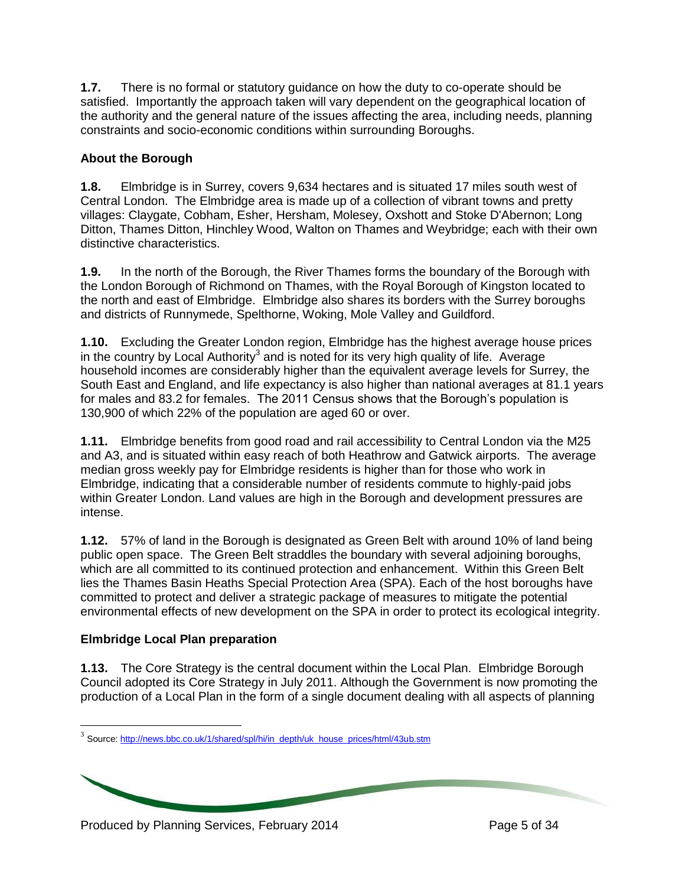**1.7.** There is no formal or statutory guidance on how the duty to co-operate should be satisfied. Importantly the approach taken will vary dependent on the geographical location of the authority and the general nature of the issues affecting the area, including needs, planning constraints and socio-economic conditions within surrounding Boroughs.

## About the Borough

**1.8.** Elmbridge is in Surrey, covers 9,634 hectares and is situated 17 miles south west of Central London. The Elmbridge area is made up of a collection of vibrant towns and pretty villages: Claygate, Cobham, Esher, Hersham, Molesey, Oxshott and Stoke D'Abernon; Long Ditton, Thames Ditton, Hinchley Wood, Walton on Thames and Weybridge; each with their own distinctive characteristics.

**1.9.** In the north of the Borough, the River Thames forms the boundary of the Borough with the London Borough of Richmond on Thames, with the Royal Borough of Kingston located to the north and east of Elmbridge. Elmbridge also shares its borders with the Surrey boroughs and districts of Runnymede, Spelthorne, Woking, Mole Valley and Guildford.

**1.10.** Excluding the Greater London region, Elmbridge has the highest average house prices in the country by Local Authority[3] and is noted for its very high quality of life. Average household incomes are considerably higher than the equivalent average levels for Surrey, the South East and England, and life expectancy is also higher than national averages at 81.1 years for males and 83.2 for females. The 2011 Census shows that the Borough's population is 130,900 of which 22% of the population are aged 60 or over.

**1.11.** Elmbridge benefits from good road and rail accessibility to Central London via the M25 and A3, and is situated within easy reach of both Heathrow and Gatwick airports. The average median gross weekly pay for Elmbridge residents is higher than for those who work in Elmbridge, indicating that a considerable number of residents commute to highly-paid jobs within Greater London. Land values are high in the Borough and development pressures are intense.

**1.12.** 57% of land in the Borough is designated as Green Belt with around 10% of land being public open space. The Green Belt straddles the boundary with several adjoining boroughs, which are all committed to its continued protection and enhancement. Within this Green Belt lies the Thames Basin Heaths Special Protection Area (SPA). Each of the host boroughs have committed to protect and deliver a strategic package of measures to mitigate the potential environmental effects of new development on the SPA in order to protect its ecological integrity.

## Elmbridge Local Plan preparation

**1.13.** The Core Strategy is the central document within the Local Plan. Elmbridge Borough Council adopted its Core Strategy in July 2011. Although the Government is now promoting the production of a Local Plan in the form of a single document dealing with all aspects of planning

[3] Source: http://news.bbc.co.uk/1/shared/spl/hi/in_depth/uk_house_prices/html/43ub.stm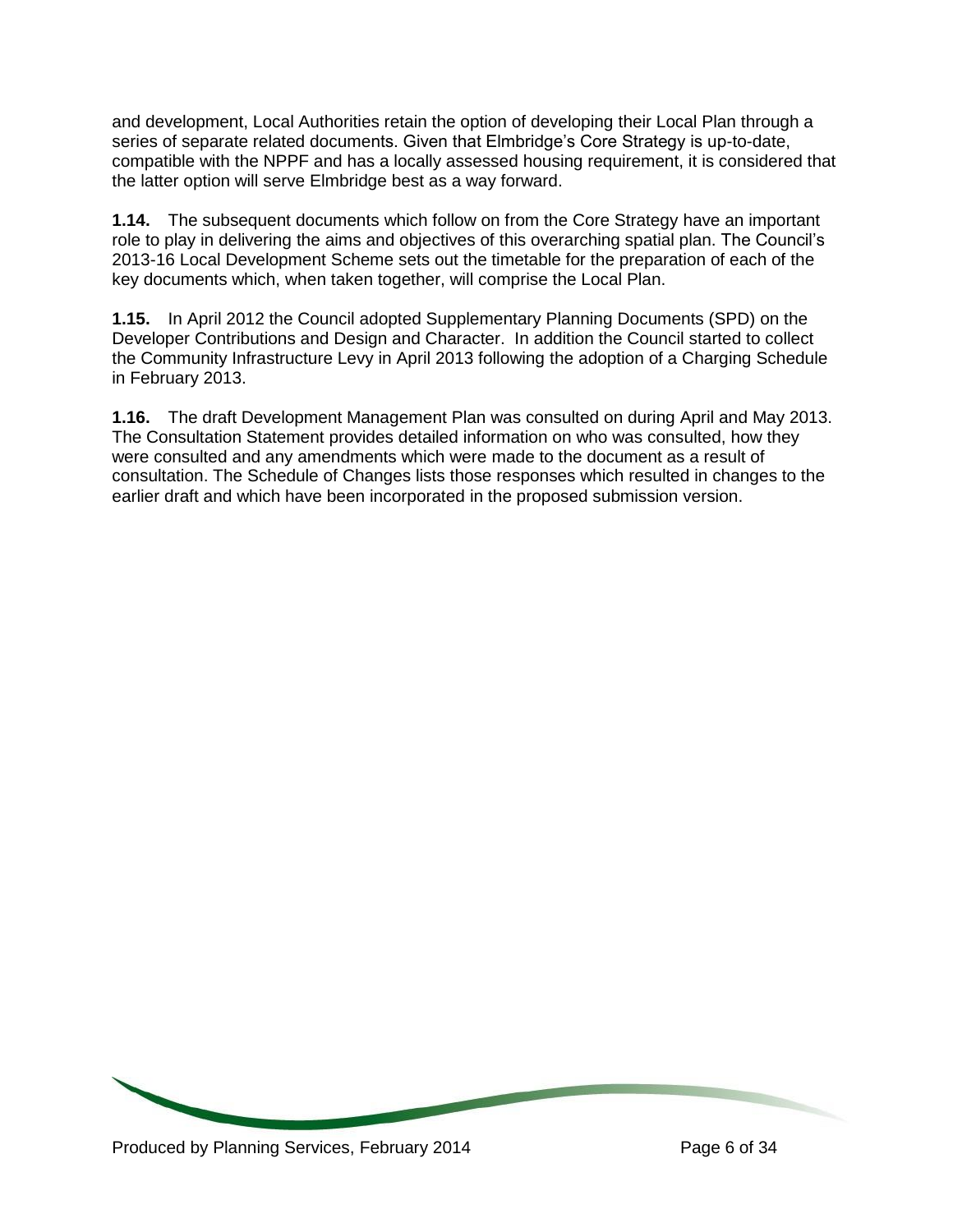and development, Local Authorities retain the option of developing their Local Plan through a series of separate related documents. Given that Elmbridge's Core Strategy is up-to-date, compatible with the NPPF and has a locally assessed housing requirement, it is considered that the latter option will serve Elmbridge best as a way forward.

**1.14.** The subsequent documents which follow on from the Core Strategy have an important role to play in delivering the aims and objectives of this overarching spatial plan. The Council's 2013-16 Local Development Scheme sets out the timetable for the preparation of each of the key documents which, when taken together, will comprise the Local Plan.

**1.15.** In April 2012 the Council adopted Supplementary Planning Documents (SPD) on the Developer Contributions and Design and Character. In addition the Council started to collect the Community Infrastructure Levy in April 2013 following the adoption of a Charging Schedule in February 2013.

**1.16.** The draft Development Management Plan was consulted on during April and May 2013. The Consultation Statement provides detailed information on who was consulted, how they were consulted and any amendments which were made to the document as a result of consultation. The Schedule of Changes lists those responses which resulted in changes to the earlier draft and which have been incorporated in the proposed submission version.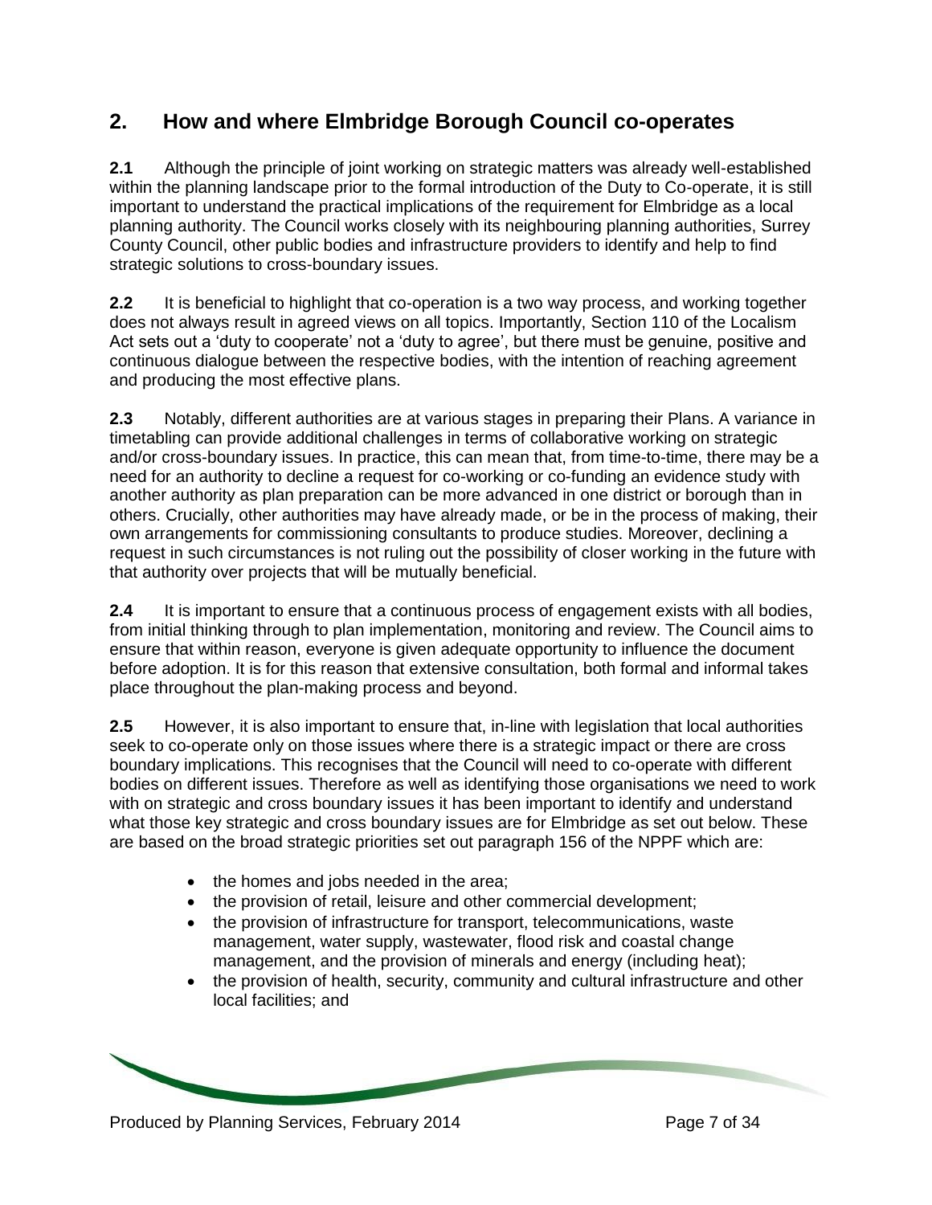## 2. How and where Elmbridge Borough Council co-operates

**2.1** Although the principle of joint working on strategic matters was already well-established within the planning landscape prior to the formal introduction of the Duty to Co-operate, it is still important to understand the practical implications of the requirement for Elmbridge as a local planning authority. The Council works closely with its neighbouring planning authorities, Surrey County Council, other public bodies and infrastructure providers to identify and help to find strategic solutions to cross-boundary issues.

**2.2** It is beneficial to highlight that co-operation is a two way process, and working together does not always result in agreed views on all topics. Importantly, Section 110 of the Localism Act sets out a 'duty to cooperate' not a 'duty to agree', but there must be genuine, positive and continuous dialogue between the respective bodies, with the intention of reaching agreement and producing the most effective plans.

**2.3** Notably, different authorities are at various stages in preparing their Plans. A variance in timetabling can provide additional challenges in terms of collaborative working on strategic and/or cross-boundary issues. In practice, this can mean that, from time-to-time, there may be a need for an authority to decline a request for co-working or co-funding an evidence study with another authority as plan preparation can be more advanced in one district or borough than in others. Crucially, other authorities may have already made, or be in the process of making, their own arrangements for commissioning consultants to produce studies. Moreover, declining a request in such circumstances is not ruling out the possibility of closer working in the future with that authority over projects that will be mutually beneficial.

**2.4** It is important to ensure that a continuous process of engagement exists with all bodies, from initial thinking through to plan implementation, monitoring and review. The Council aims to ensure that within reason, everyone is given adequate opportunity to influence the document before adoption. It is for this reason that extensive consultation, both formal and informal takes place throughout the plan-making process and beyond.

**2.5** However, it is also important to ensure that, in-line with legislation that local authorities seek to co-operate only on those issues where there is a strategic impact or there are cross boundary implications. This recognises that the Council will need to co-operate with different bodies on different issues. Therefore as well as identifying those organisations we need to work with on strategic and cross boundary issues it has been important to identify and understand what those key strategic and cross boundary issues are for Elmbridge as set out below. These are based on the broad strategic priorities set out paragraph 156 of the NPPF which are:

- the homes and jobs needed in the area;
- the provision of retail, leisure and other commercial development;
- the provision of infrastructure for transport, telecommunications, waste management, water supply, wastewater, flood risk and coastal change management, and the provision of minerals and energy (including heat);
- the provision of health, security, community and cultural infrastructure and other local facilities; and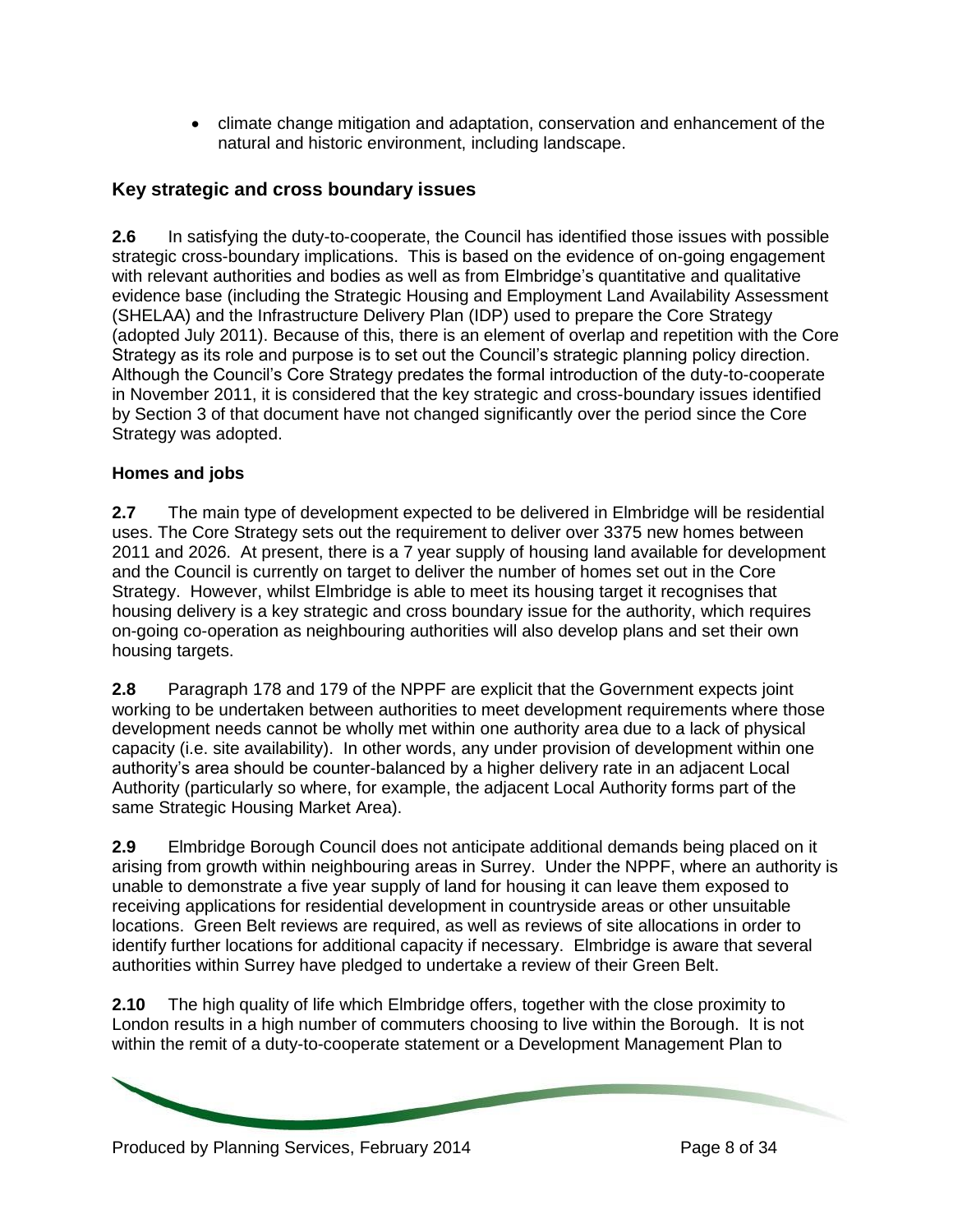- climate change mitigation and adaptation, conservation and enhancement of the natural and historic environment, including landscape.

## Key strategic and cross boundary issues

**2.6** In satisfying the duty-to-cooperate, the Council has identified those issues with possible strategic cross-boundary implications. This is based on the evidence of on-going engagement with relevant authorities and bodies as well as from Elmbridge's quantitative and qualitative evidence base (including the Strategic Housing and Employment Land Availability Assessment (SHELAA) and the Infrastructure Delivery Plan (IDP) used to prepare the Core Strategy (adopted July 2011). Because of this, there is an element of overlap and repetition with the Core Strategy as its role and purpose is to set out the Council's strategic planning policy direction. Although the Council's Core Strategy predates the formal introduction of the duty-to-cooperate in November 2011, it is considered that the key strategic and cross-boundary issues identified by Section 3 of that document have not changed significantly over the period since the Core Strategy was adopted.

### Homes and jobs

**2.7** The main type of development expected to be delivered in Elmbridge will be residential uses. The Core Strategy sets out the requirement to deliver over 3375 new homes between 2011 and 2026. At present, there is a 7 year supply of housing land available for development and the Council is currently on target to deliver the number of homes set out in the Core Strategy. However, whilst Elmbridge is able to meet its housing target it recognises that housing delivery is a key strategic and cross boundary issue for the authority, which requires on-going co-operation as neighbouring authorities will also develop plans and set their own housing targets.

**2.8** Paragraph 178 and 179 of the NPPF are explicit that the Government expects joint working to be undertaken between authorities to meet development requirements where those development needs cannot be wholly met within one authority area due to a lack of physical capacity (i.e. site availability). In other words, any under provision of development within one authority's area should be counter-balanced by a higher delivery rate in an adjacent Local Authority (particularly so where, for example, the adjacent Local Authority forms part of the same Strategic Housing Market Area).

**2.9** Elmbridge Borough Council does not anticipate additional demands being placed on it arising from growth within neighbouring areas in Surrey. Under the NPPF, where an authority is unable to demonstrate a five year supply of land for housing it can leave them exposed to receiving applications for residential development in countryside areas or other unsuitable locations. Green Belt reviews are required, as well as reviews of site allocations in order to identify further locations for additional capacity if necessary. Elmbridge is aware that several authorities within Surrey have pledged to undertake a review of their Green Belt.

**2.10** The high quality of life which Elmbridge offers, together with the close proximity to London results in a high number of commuters choosing to live within the Borough. It is not within the remit of a duty-to-cooperate statement or a Development Management Plan to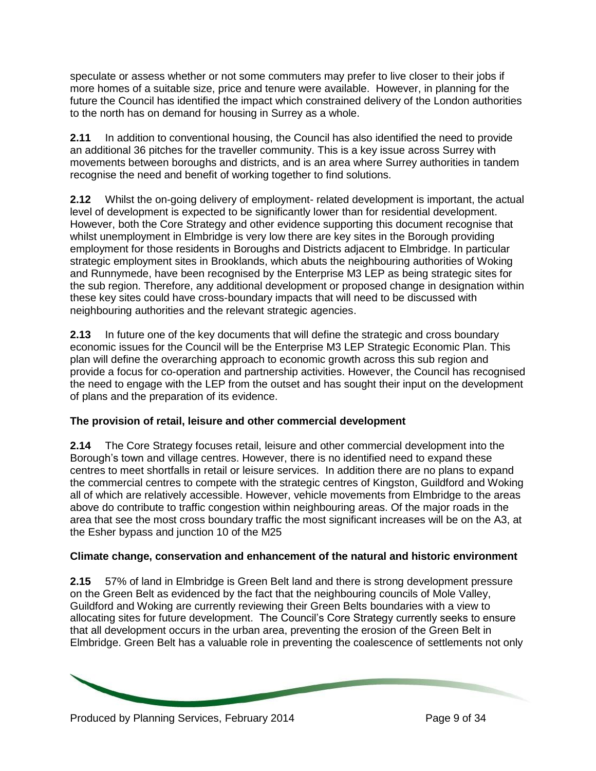speculate or assess whether or not some commuters may prefer to live closer to their jobs if more homes of a suitable size, price and tenure were available. However, in planning for the future the Council has identified the impact which constrained delivery of the London authorities to the north has on demand for housing in Surrey as a whole.

**2.11** In addition to conventional housing, the Council has also identified the need to provide an additional 36 pitches for the traveller community. This is a key issue across Surrey with movements between boroughs and districts, and is an area where Surrey authorities in tandem recognise the need and benefit of working together to find solutions.

**2.12** Whilst the on-going delivery of employment- related development is important, the actual level of development is expected to be significantly lower than for residential development. However, both the Core Strategy and other evidence supporting this document recognise that whilst unemployment in Elmbridge is very low there are key sites in the Borough providing employment for those residents in Boroughs and Districts adjacent to Elmbridge. In particular strategic employment sites in Brooklands, which abuts the neighbouring authorities of Woking and Runnymede, have been recognised by the Enterprise M3 LEP as being strategic sites for the sub region. Therefore, any additional development or proposed change in designation within these key sites could have cross-boundary impacts that will need to be discussed with neighbouring authorities and the relevant strategic agencies.

**2.13** In future one of the key documents that will define the strategic and cross boundary economic issues for the Council will be the Enterprise M3 LEP Strategic Economic Plan. This plan will define the overarching approach to economic growth across this sub region and provide a focus for co-operation and partnership activities. However, the Council has recognised the need to engage with the LEP from the outset and has sought their input on the development of plans and the preparation of its evidence.

### The provision of retail, leisure and other commercial development

**2.14** The Core Strategy focuses retail, leisure and other commercial development into the Borough's town and village centres. However, there is no identified need to expand these centres to meet shortfalls in retail or leisure services. In addition there are no plans to expand the commercial centres to compete with the strategic centres of Kingston, Guildford and Woking all of which are relatively accessible. However, vehicle movements from Elmbridge to the areas above do contribute to traffic congestion within neighbouring areas. Of the major roads in the area that see the most cross boundary traffic the most significant increases will be on the A3, at the Esher bypass and junction 10 of the M25

### Climate change, conservation and enhancement of the natural and historic environment

**2.15** 57% of land in Elmbridge is Green Belt land and there is strong development pressure on the Green Belt as evidenced by the fact that the neighbouring councils of Mole Valley, Guildford and Woking are currently reviewing their Green Belts boundaries with a view to allocating sites for future development. The Council's Core Strategy currently seeks to ensure that all development occurs in the urban area, preventing the erosion of the Green Belt in Elmbridge. Green Belt has a valuable role in preventing the coalescence of settlements not only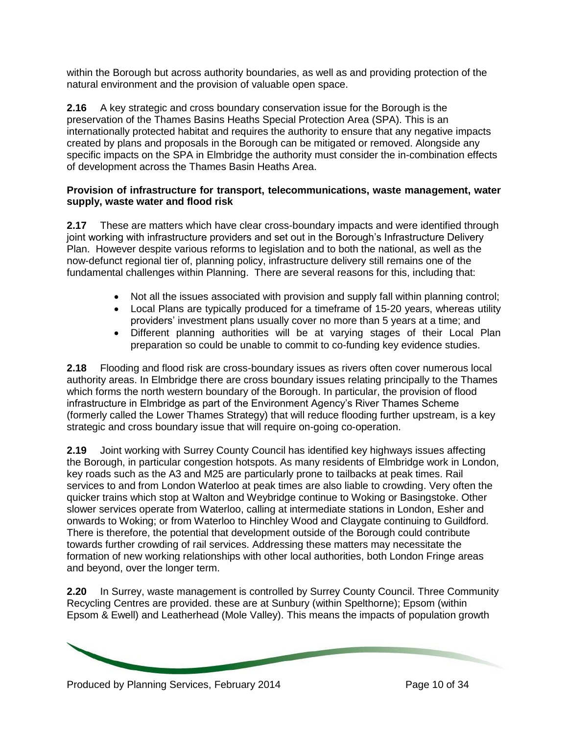within the Borough but across authority boundaries, as well as and providing protection of the natural environment and the provision of valuable open space.

**2.16** A key strategic and cross boundary conservation issue for the Borough is the preservation of the Thames Basins Heaths Special Protection Area (SPA). This is an internationally protected habitat and requires the authority to ensure that any negative impacts created by plans and proposals in the Borough can be mitigated or removed. Alongside any specific impacts on the SPA in Elmbridge the authority must consider the in-combination effects of development across the Thames Basin Heaths Area.

**Provision of infrastructure for transport, telecommunications, waste management, water supply, waste water and flood risk**

**2.17** These are matters which have clear cross-boundary impacts and were identified through joint working with infrastructure providers and set out in the Borough's Infrastructure Delivery Plan. However despite various reforms to legislation and to both the national, as well as the now-defunct regional tier of, planning policy, infrastructure delivery still remains one of the fundamental challenges within Planning. There are several reasons for this, including that:

- Not all the issues associated with provision and supply fall within planning control;
- Local Plans are typically produced for a timeframe of 15-20 years, whereas utility providers' investment plans usually cover no more than 5 years at a time; and
- Different planning authorities will be at varying stages of their Local Plan preparation so could be unable to commit to co-funding key evidence studies.

**2.18** Flooding and flood risk are cross-boundary issues as rivers often cover numerous local authority areas. In Elmbridge there are cross boundary issues relating principally to the Thames which forms the north western boundary of the Borough. In particular, the provision of flood infrastructure in Elmbridge as part of the Environment Agency's River Thames Scheme (formerly called the Lower Thames Strategy) that will reduce flooding further upstream, is a key strategic and cross boundary issue that will require on-going co-operation.

**2.19** Joint working with Surrey County Council has identified key highways issues affecting the Borough, in particular congestion hotspots. As many residents of Elmbridge work in London, key roads such as the A3 and M25 are particularly prone to tailbacks at peak times. Rail services to and from London Waterloo at peak times are also liable to crowding. Very often the quicker trains which stop at Walton and Weybridge continue to Woking or Basingstoke. Other slower services operate from Waterloo, calling at intermediate stations in London, Esher and onwards to Woking; or from Waterloo to Hinchley Wood and Claygate continuing to Guildford. There is therefore, the potential that development outside of the Borough could contribute towards further crowding of rail services. Addressing these matters may necessitate the formation of new working relationships with other local authorities, both London Fringe areas and beyond, over the longer term.

**2.20** In Surrey, waste management is controlled by Surrey County Council. Three Community Recycling Centres are provided. these are at Sunbury (within Spelthorne); Epsom (within Epsom & Ewell) and Leatherhead (Mole Valley). This means the impacts of population growth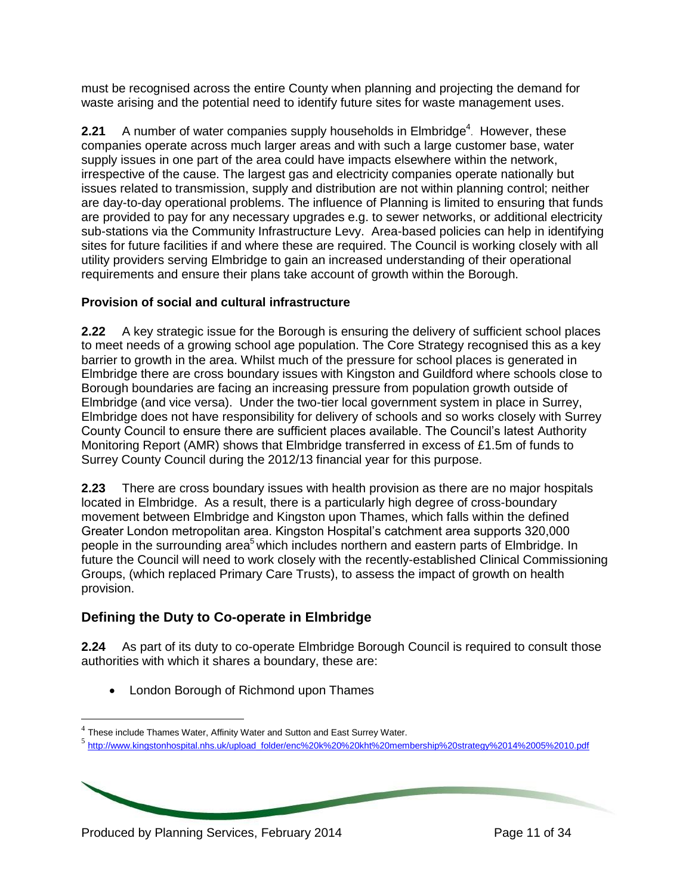must be recognised across the entire County when planning and projecting the demand for waste arising and the potential need to identify future sites for waste management uses.

**2.21** A number of water companies supply households in Elmbridge[4]. However, these companies operate across much larger areas and with such a large customer base, water supply issues in one part of the area could have impacts elsewhere within the network, irrespective of the cause. The largest gas and electricity companies operate nationally but issues related to transmission, supply and distribution are not within planning control; neither are day-to-day operational problems. The influence of Planning is limited to ensuring that funds are provided to pay for any necessary upgrades e.g. to sewer networks, or additional electricity sub-stations via the Community Infrastructure Levy. Area-based policies can help in identifying sites for future facilities if and where these are required. The Council is working closely with all utility providers serving Elmbridge to gain an increased understanding of their operational requirements and ensure their plans take account of growth within the Borough.

### Provision of social and cultural infrastructure

**2.22** A key strategic issue for the Borough is ensuring the delivery of sufficient school places to meet needs of a growing school age population. The Core Strategy recognised this as a key barrier to growth in the area. Whilst much of the pressure for school places is generated in Elmbridge there are cross boundary issues with Kingston and Guildford where schools close to Borough boundaries are facing an increasing pressure from population growth outside of Elmbridge (and vice versa). Under the two-tier local government system in place in Surrey, Elmbridge does not have responsibility for delivery of schools and so works closely with Surrey County Council to ensure there are sufficient places available. The Council's latest Authority Monitoring Report (AMR) shows that Elmbridge transferred in excess of £1.5m of funds to Surrey County Council during the 2012/13 financial year for this purpose.

**2.23** There are cross boundary issues with health provision as there are no major hospitals located in Elmbridge. As a result, there is a particularly high degree of cross-boundary movement between Elmbridge and Kingston upon Thames, which falls within the defined Greater London metropolitan area. Kingston Hospital's catchment area supports 320,000 people in the surrounding area[5] which includes northern and eastern parts of Elmbridge. In future the Council will need to work closely with the recently-established Clinical Commissioning Groups, (which replaced Primary Care Trusts), to assess the impact of growth on health provision.

## Defining the Duty to Co-operate in Elmbridge

**2.24** As part of its duty to co-operate Elmbridge Borough Council is required to consult those authorities with which it shares a boundary, these are:

- London Borough of Richmond upon Thames

---

[4] These include Thames Water, Affinity Water and Sutton and East Surrey Water.

[5] http://www.kingstonhospital.nhs.uk/upload_folder/enc%20k%20%20kht%20membership%20strategy%2014%2005%2010.pdf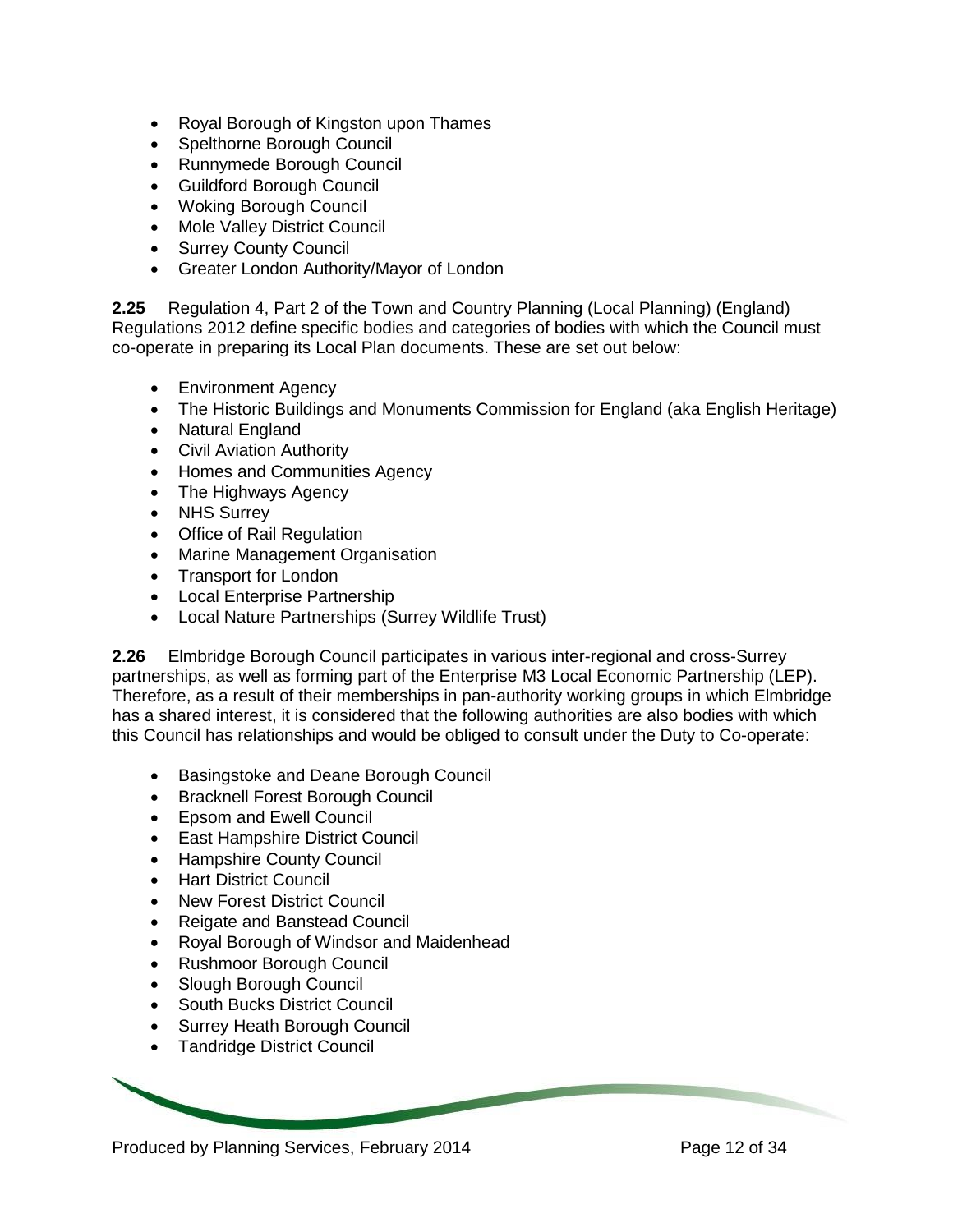- Royal Borough of Kingston upon Thames
- Spelthorne Borough Council
- Runnymede Borough Council
- Guildford Borough Council
- Woking Borough Council
- Mole Valley District Council
- Surrey County Council
- Greater London Authority/Mayor of London

**2.25** Regulation 4, Part 2 of the Town and Country Planning (Local Planning) (England) Regulations 2012 define specific bodies and categories of bodies with which the Council must co-operate in preparing its Local Plan documents. These are set out below:

- Environment Agency
- The Historic Buildings and Monuments Commission for England (aka English Heritage)
- Natural England
- Civil Aviation Authority
- Homes and Communities Agency
- The Highways Agency
- NHS Surrey
- Office of Rail Regulation
- Marine Management Organisation
- Transport for London
- Local Enterprise Partnership
- Local Nature Partnerships (Surrey Wildlife Trust)

**2.26** Elmbridge Borough Council participates in various inter-regional and cross-Surrey partnerships, as well as forming part of the Enterprise M3 Local Economic Partnership (LEP). Therefore, as a result of their memberships in pan-authority working groups in which Elmbridge has a shared interest, it is considered that the following authorities are also bodies with which this Council has relationships and would be obliged to consult under the Duty to Co-operate:

- Basingstoke and Deane Borough Council
- Bracknell Forest Borough Council
- Epsom and Ewell Council
- East Hampshire District Council
- Hampshire County Council
- Hart District Council
- New Forest District Council
- Reigate and Banstead Council
- Royal Borough of Windsor and Maidenhead
- Rushmoor Borough Council
- Slough Borough Council
- South Bucks District Council
- Surrey Heath Borough Council
- Tandridge District Council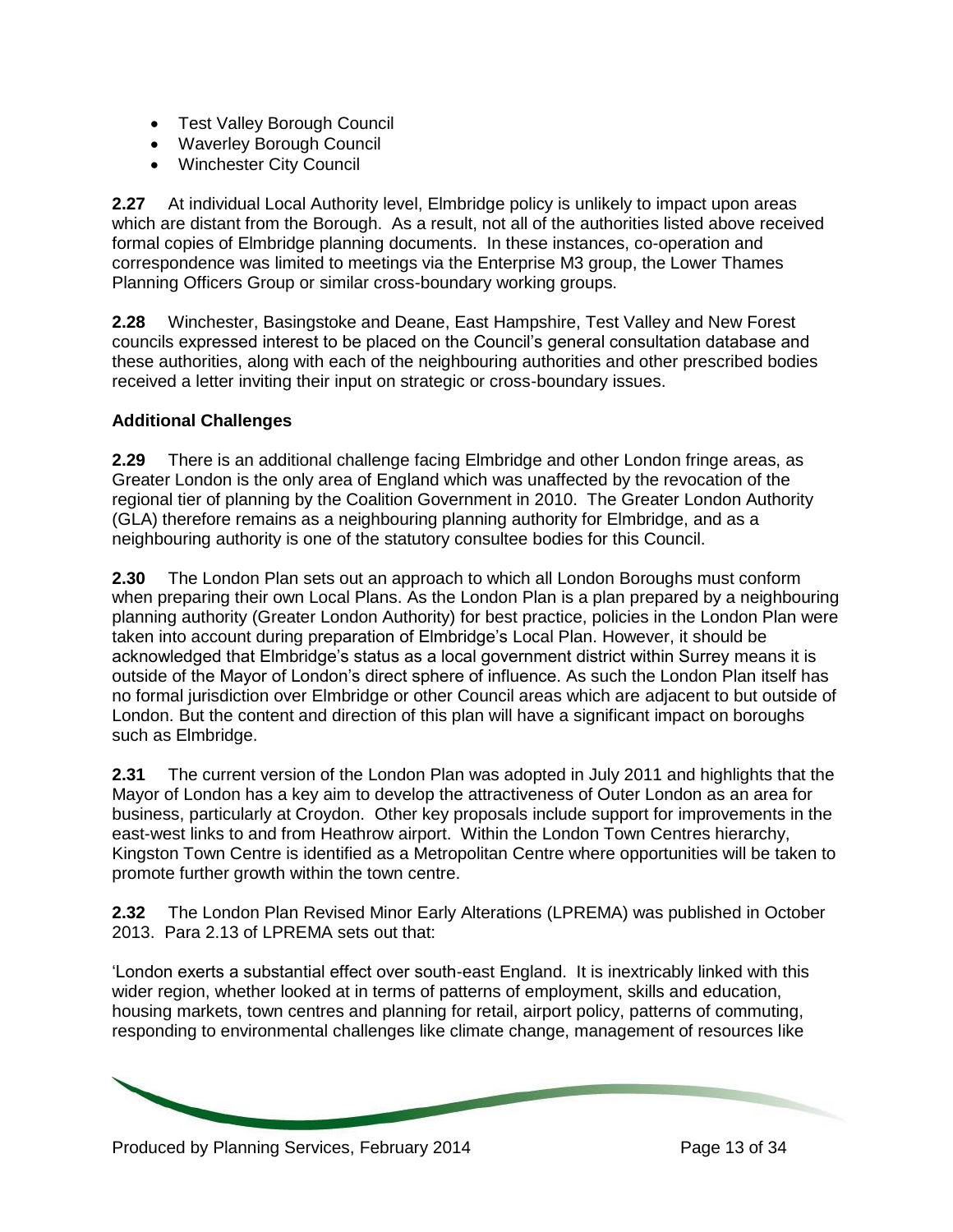- Test Valley Borough Council
- Waverley Borough Council
- Winchester City Council

**2.27** At individual Local Authority level, Elmbridge policy is unlikely to impact upon areas which are distant from the Borough. As a result, not all of the authorities listed above received formal copies of Elmbridge planning documents. In these instances, co-operation and correspondence was limited to meetings via the Enterprise M3 group, the Lower Thames Planning Officers Group or similar cross-boundary working groups.

**2.28** Winchester, Basingstoke and Deane, East Hampshire, Test Valley and New Forest councils expressed interest to be placed on the Council's general consultation database and these authorities, along with each of the neighbouring authorities and other prescribed bodies received a letter inviting their input on strategic or cross-boundary issues.

**Additional Challenges**

**2.29** There is an additional challenge facing Elmbridge and other London fringe areas, as Greater London is the only area of England which was unaffected by the revocation of the regional tier of planning by the Coalition Government in 2010. The Greater London Authority (GLA) therefore remains as a neighbouring planning authority for Elmbridge, and as a neighbouring authority is one of the statutory consultee bodies for this Council.

**2.30** The London Plan sets out an approach to which all London Boroughs must conform when preparing their own Local Plans. As the London Plan is a plan prepared by a neighbouring planning authority (Greater London Authority) for best practice, policies in the London Plan were taken into account during preparation of Elmbridge's Local Plan. However, it should be acknowledged that Elmbridge's status as a local government district within Surrey means it is outside of the Mayor of London's direct sphere of influence. As such the London Plan itself has no formal jurisdiction over Elmbridge or other Council areas which are adjacent to but outside of London. But the content and direction of this plan will have a significant impact on boroughs such as Elmbridge.

**2.31** The current version of the London Plan was adopted in July 2011 and highlights that the Mayor of London has a key aim to develop the attractiveness of Outer London as an area for business, particularly at Croydon. Other key proposals include support for improvements in the east-west links to and from Heathrow airport. Within the London Town Centres hierarchy, Kingston Town Centre is identified as a Metropolitan Centre where opportunities will be taken to promote further growth within the town centre.

**2.32** The London Plan Revised Minor Early Alterations (LPREMA) was published in October 2013. Para 2.13 of LPREMA sets out that:

'London exerts a substantial effect over south-east England. It is inextricably linked with this wider region, whether looked at in terms of patterns of employment, skills and education, housing markets, town centres and planning for retail, airport policy, patterns of commuting, responding to environmental challenges like climate change, management of resources like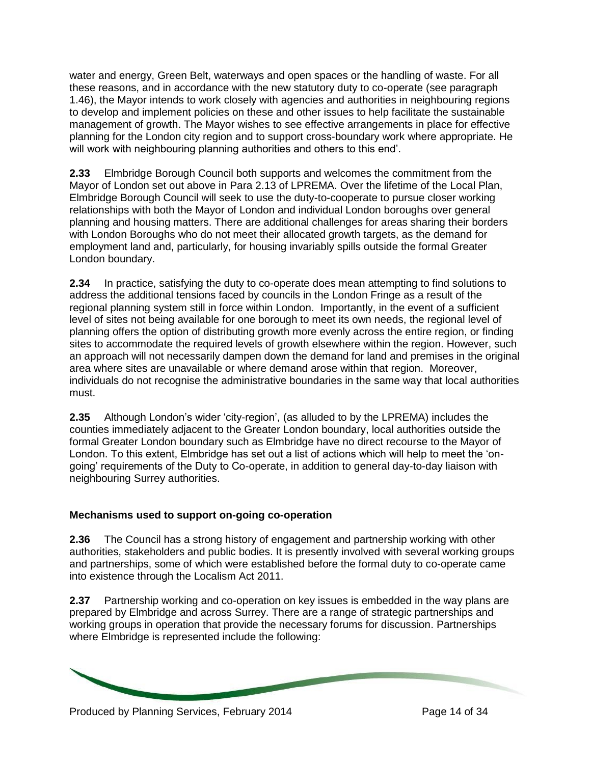water and energy, Green Belt, waterways and open spaces or the handling of waste. For all these reasons, and in accordance with the new statutory duty to co-operate (see paragraph 1.46), the Mayor intends to work closely with agencies and authorities in neighbouring regions to develop and implement policies on these and other issues to help facilitate the sustainable management of growth. The Mayor wishes to see effective arrangements in place for effective planning for the London city region and to support cross-boundary work where appropriate. He will work with neighbouring planning authorities and others to this end'.

**2.33** Elmbridge Borough Council both supports and welcomes the commitment from the Mayor of London set out above in Para 2.13 of LPREMA. Over the lifetime of the Local Plan, Elmbridge Borough Council will seek to use the duty-to-cooperate to pursue closer working relationships with both the Mayor of London and individual London boroughs over general planning and housing matters. There are additional challenges for areas sharing their borders with London Boroughs who do not meet their allocated growth targets, as the demand for employment land and, particularly, for housing invariably spills outside the formal Greater London boundary.

**2.34** In practice, satisfying the duty to co-operate does mean attempting to find solutions to address the additional tensions faced by councils in the London Fringe as a result of the regional planning system still in force within London. Importantly, in the event of a sufficient level of sites not being available for one borough to meet its own needs, the regional level of planning offers the option of distributing growth more evenly across the entire region, or finding sites to accommodate the required levels of growth elsewhere within the region. However, such an approach will not necessarily dampen down the demand for land and premises in the original area where sites are unavailable or where demand arose within that region. Moreover, individuals do not recognise the administrative boundaries in the same way that local authorities must.

**2.35** Although London's wider 'city-region', (as alluded to by the LPREMA) includes the counties immediately adjacent to the Greater London boundary, local authorities outside the formal Greater London boundary such as Elmbridge have no direct recourse to the Mayor of London. To this extent, Elmbridge has set out a list of actions which will help to meet the 'on-going' requirements of the Duty to Co-operate, in addition to general day-to-day liaison with neighbouring Surrey authorities.

**Mechanisms used to support on-going co-operation**

**2.36** The Council has a strong history of engagement and partnership working with other authorities, stakeholders and public bodies. It is presently involved with several working groups and partnerships, some of which were established before the formal duty to co-operate came into existence through the Localism Act 2011.

**2.37** Partnership working and co-operation on key issues is embedded in the way plans are prepared by Elmbridge and across Surrey. There are a range of strategic partnerships and working groups in operation that provide the necessary forums for discussion. Partnerships where Elmbridge is represented include the following: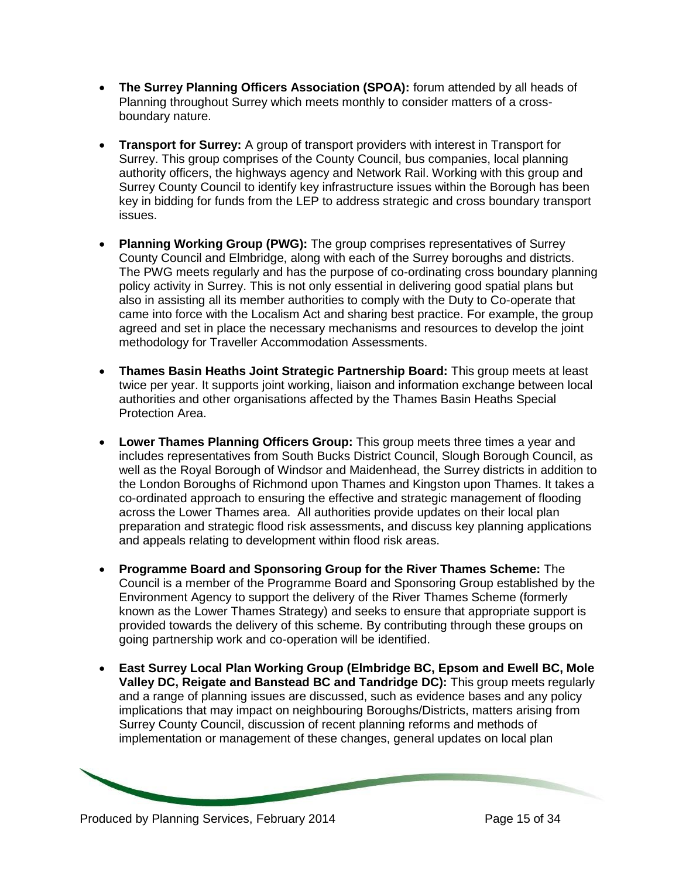- **The Surrey Planning Officers Association (SPOA):** forum attended by all heads of Planning throughout Surrey which meets monthly to consider matters of a cross-boundary nature.

- **Transport for Surrey:** A group of transport providers with interest in Transport for Surrey. This group comprises of the County Council, bus companies, local planning authority officers, the highways agency and Network Rail. Working with this group and Surrey County Council to identify key infrastructure issues within the Borough has been key in bidding for funds from the LEP to address strategic and cross boundary transport issues.

- **Planning Working Group (PWG):** The group comprises representatives of Surrey County Council and Elmbridge, along with each of the Surrey boroughs and districts. The PWG meets regularly and has the purpose of co-ordinating cross boundary planning policy activity in Surrey. This is not only essential in delivering good spatial plans but also in assisting all its member authorities to comply with the Duty to Co-operate that came into force with the Localism Act and sharing best practice. For example, the group agreed and set in place the necessary mechanisms and resources to develop the joint methodology for Traveller Accommodation Assessments.

- **Thames Basin Heaths Joint Strategic Partnership Board:** This group meets at least twice per year. It supports joint working, liaison and information exchange between local authorities and other organisations affected by the Thames Basin Heaths Special Protection Area.

- **Lower Thames Planning Officers Group:** This group meets three times a year and includes representatives from South Bucks District Council, Slough Borough Council, as well as the Royal Borough of Windsor and Maidenhead, the Surrey districts in addition to the London Boroughs of Richmond upon Thames and Kingston upon Thames. It takes a co-ordinated approach to ensuring the effective and strategic management of flooding across the Lower Thames area. All authorities provide updates on their local plan preparation and strategic flood risk assessments, and discuss key planning applications and appeals relating to development within flood risk areas.

- **Programme Board and Sponsoring Group for the River Thames Scheme:** The Council is a member of the Programme Board and Sponsoring Group established by the Environment Agency to support the delivery of the River Thames Scheme (formerly known as the Lower Thames Strategy) and seeks to ensure that appropriate support is provided towards the delivery of this scheme. By contributing through these groups on going partnership work and co-operation will be identified.

- **East Surrey Local Plan Working Group (Elmbridge BC, Epsom and Ewell BC, Mole Valley DC, Reigate and Banstead BC and Tandridge DC):** This group meets regularly and a range of planning issues are discussed, such as evidence bases and any policy implications that may impact on neighbouring Boroughs/Districts, matters arising from Surrey County Council, discussion of recent planning reforms and methods of implementation or management of these changes, general updates on local plan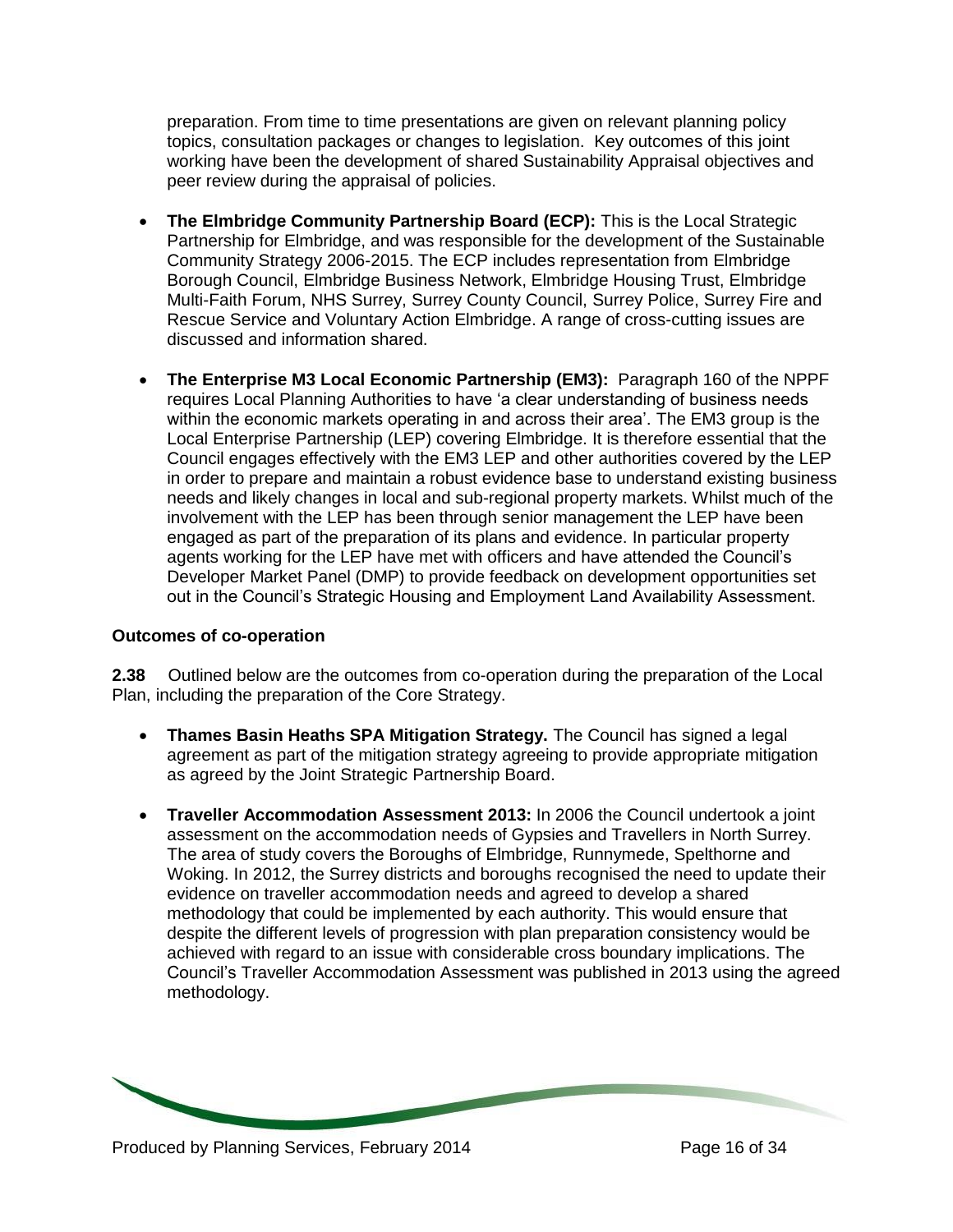preparation. From time to time presentations are given on relevant planning policy topics, consultation packages or changes to legislation. Key outcomes of this joint working have been the development of shared Sustainability Appraisal objectives and peer review during the appraisal of policies.

- **The Elmbridge Community Partnership Board (ECP):** This is the Local Strategic Partnership for Elmbridge, and was responsible for the development of the Sustainable Community Strategy 2006-2015. The ECP includes representation from Elmbridge Borough Council, Elmbridge Business Network, Elmbridge Housing Trust, Elmbridge Multi-Faith Forum, NHS Surrey, Surrey County Council, Surrey Police, Surrey Fire and Rescue Service and Voluntary Action Elmbridge. A range of cross-cutting issues are discussed and information shared.

- **The Enterprise M3 Local Economic Partnership (EM3):** Paragraph 160 of the NPPF requires Local Planning Authorities to have 'a clear understanding of business needs within the economic markets operating in and across their area'. The EM3 group is the Local Enterprise Partnership (LEP) covering Elmbridge. It is therefore essential that the Council engages effectively with the EM3 LEP and other authorities covered by the LEP in order to prepare and maintain a robust evidence base to understand existing business needs and likely changes in local and sub-regional property markets. Whilst much of the involvement with the LEP has been through senior management the LEP have been engaged as part of the preparation of its plans and evidence. In particular property agents working for the LEP have met with officers and have attended the Council's Developer Market Panel (DMP) to provide feedback on development opportunities set out in the Council's Strategic Housing and Employment Land Availability Assessment.

**Outcomes of co-operation**

**2.38** Outlined below are the outcomes from co-operation during the preparation of the Local Plan, including the preparation of the Core Strategy.

- **Thames Basin Heaths SPA Mitigation Strategy.** The Council has signed a legal agreement as part of the mitigation strategy agreeing to provide appropriate mitigation as agreed by the Joint Strategic Partnership Board.

- **Traveller Accommodation Assessment 2013:** In 2006 the Council undertook a joint assessment on the accommodation needs of Gypsies and Travellers in North Surrey. The area of study covers the Boroughs of Elmbridge, Runnymede, Spelthorne and Woking. In 2012, the Surrey districts and boroughs recognised the need to update their evidence on traveller accommodation needs and agreed to develop a shared methodology that could be implemented by each authority. This would ensure that despite the different levels of progression with plan preparation consistency would be achieved with regard to an issue with considerable cross boundary implications. The Council's Traveller Accommodation Assessment was published in 2013 using the agreed methodology.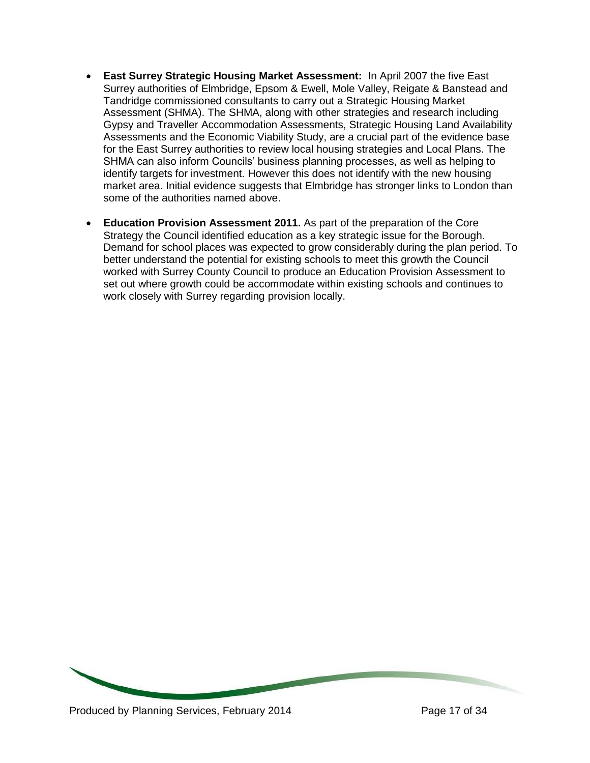- **East Surrey Strategic Housing Market Assessment:** In April 2007 the five East Surrey authorities of Elmbridge, Epsom & Ewell, Mole Valley, Reigate & Banstead and Tandridge commissioned consultants to carry out a Strategic Housing Market Assessment (SHMA). The SHMA, along with other strategies and research including Gypsy and Traveller Accommodation Assessments, Strategic Housing Land Availability Assessments and the Economic Viability Study, are a crucial part of the evidence base for the East Surrey authorities to review local housing strategies and Local Plans. The SHMA can also inform Councils' business planning processes, as well as helping to identify targets for investment. However this does not identify with the new housing market area. Initial evidence suggests that Elmbridge has stronger links to London than some of the authorities named above.

- **Education Provision Assessment 2011.** As part of the preparation of the Core Strategy the Council identified education as a key strategic issue for the Borough. Demand for school places was expected to grow considerably during the plan period. To better understand the potential for existing schools to meet this growth the Council worked with Surrey County Council to produce an Education Provision Assessment to set out where growth could be accommodate within existing schools and continues to work closely with Surrey regarding provision locally.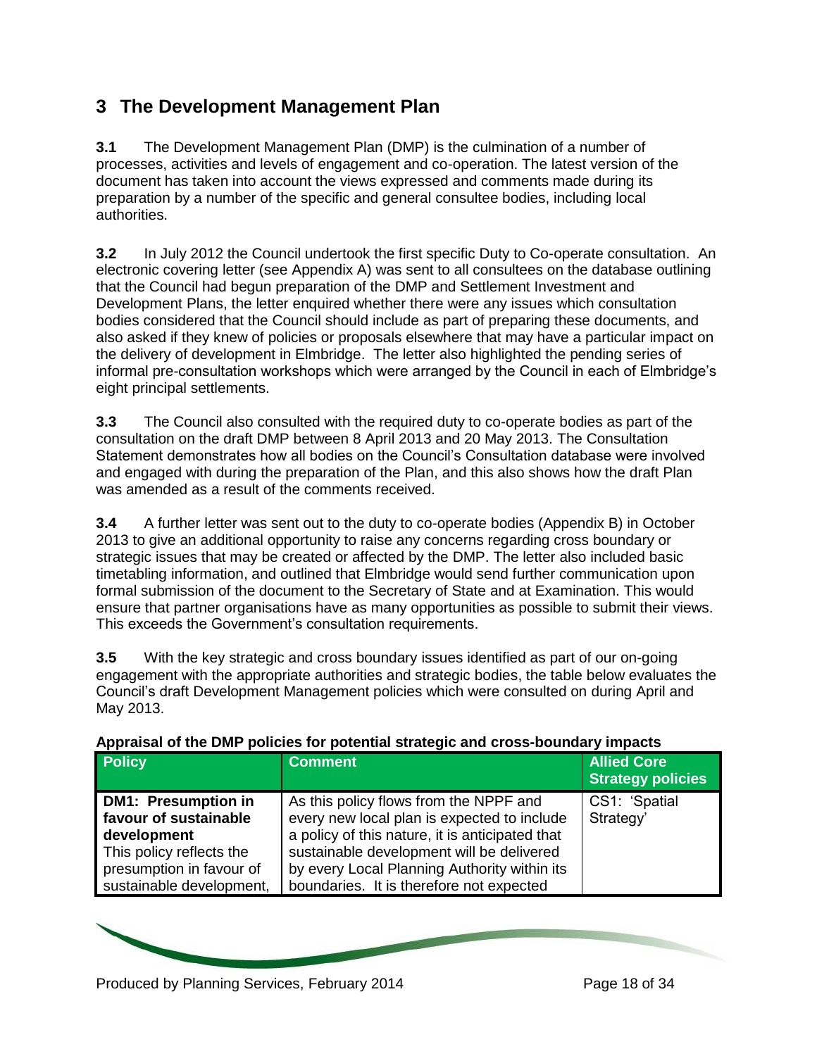# 3 The Development Management Plan

**3.1** The Development Management Plan (DMP) is the culmination of a number of processes, activities and levels of engagement and co-operation. The latest version of the document has taken into account the views expressed and comments made during its preparation by a number of the specific and general consultee bodies, including local authorities.

**3.2** In July 2012 the Council undertook the first specific Duty to Co-operate consultation. An electronic covering letter (see Appendix A) was sent to all consultees on the database outlining that the Council had begun preparation of the DMP and Settlement Investment and Development Plans, the letter enquired whether there were any issues which consultation bodies considered that the Council should include as part of preparing these documents, and also asked if they knew of policies or proposals elsewhere that may have a particular impact on the delivery of development in Elmbridge. The letter also highlighted the pending series of informal pre-consultation workshops which were arranged by the Council in each of Elmbridge's eight principal settlements.

**3.3** The Council also consulted with the required duty to co-operate bodies as part of the consultation on the draft DMP between 8 April 2013 and 20 May 2013. The Consultation Statement demonstrates how all bodies on the Council's Consultation database were involved and engaged with during the preparation of the Plan, and this also shows how the draft Plan was amended as a result of the comments received.

**3.4** A further letter was sent out to the duty to co-operate bodies (Appendix B) in October 2013 to give an additional opportunity to raise any concerns regarding cross boundary or strategic issues that may be created or affected by the DMP. The letter also included basic timetabling information, and outlined that Elmbridge would send further communication upon formal submission of the document to the Secretary of State and at Examination. This would ensure that partner organisations have as many opportunities as possible to submit their views. This exceeds the Government's consultation requirements.

**3.5** With the key strategic and cross boundary issues identified as part of our on-going engagement with the appropriate authorities and strategic bodies, the table below evaluates the Council's draft Development Management policies which were consulted on during April and May 2013.

**Appraisal of the DMP policies for potential strategic and cross-boundary impacts**

| Policy | Comment | Allied Core Strategy policies |
|---|---|---|
| **DM1: Presumption in favour of sustainable development** This policy reflects the presumption in favour of sustainable development, | As this policy flows from the NPPF and every new local plan is expected to include a policy of this nature, it is anticipated that sustainable development will be delivered by every Local Planning Authority within its boundaries. It is therefore not expected | CS1: 'Spatial Strategy' |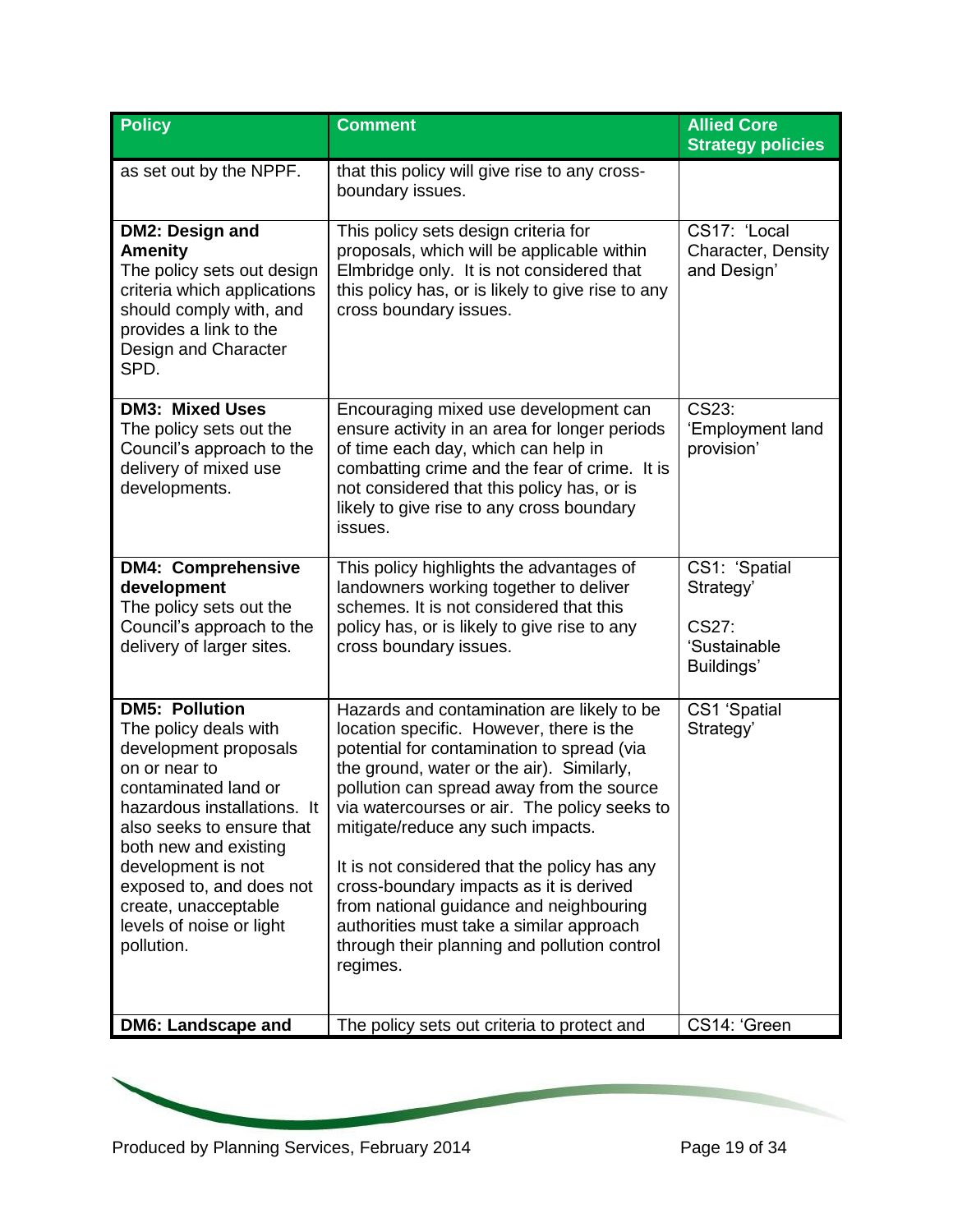| Policy | Comment | Allied Core Strategy policies |
|---|---|---|
| as set out by the NPPF. | that this policy will give rise to any cross-boundary issues. | |
| **DM2: Design and Amenity** The policy sets out design criteria which applications should comply with, and provides a link to the Design and Character SPD. | This policy sets design criteria for proposals, which will be applicable within Elmbridge only. It is not considered that this policy has, or is likely to give rise to any cross boundary issues. | CS17: 'Local Character, Density and Design' |
| **DM3: Mixed Uses** The policy sets out the Council's approach to the delivery of mixed use developments. | Encouraging mixed use development can ensure activity in an area for longer periods of time each day, which can help in combatting crime and the fear of crime. It is not considered that this policy has, or is likely to give rise to any cross boundary issues. | CS23: 'Employment land provision' |
| **DM4: Comprehensive development** The policy sets out the Council's approach to the delivery of larger sites. | This policy highlights the advantages of landowners working together to deliver schemes. It is not considered that this policy has, or is likely to give rise to any cross boundary issues. | CS1: 'Spatial Strategy'<br><br>CS27: 'Sustainable Buildings' |
| **DM5: Pollution** The policy deals with development proposals on or near to contaminated land or hazardous installations. It also seeks to ensure that both new and existing development is not exposed to, and does not create, unacceptable levels of noise or light pollution. | Hazards and contamination are likely to be location specific. However, there is the potential for contamination to spread (via the ground, water or the air). Similarly, pollution can spread away from the source via watercourses or air. The policy seeks to mitigate/reduce any such impacts.<br><br>It is not considered that the policy has any cross-boundary impacts as it is derived from national guidance and neighbouring authorities must take a similar approach through their planning and pollution control regimes. | CS1 'Spatial Strategy' |
| **DM6: Landscape and** | The policy sets out criteria to protect and | CS14: 'Green |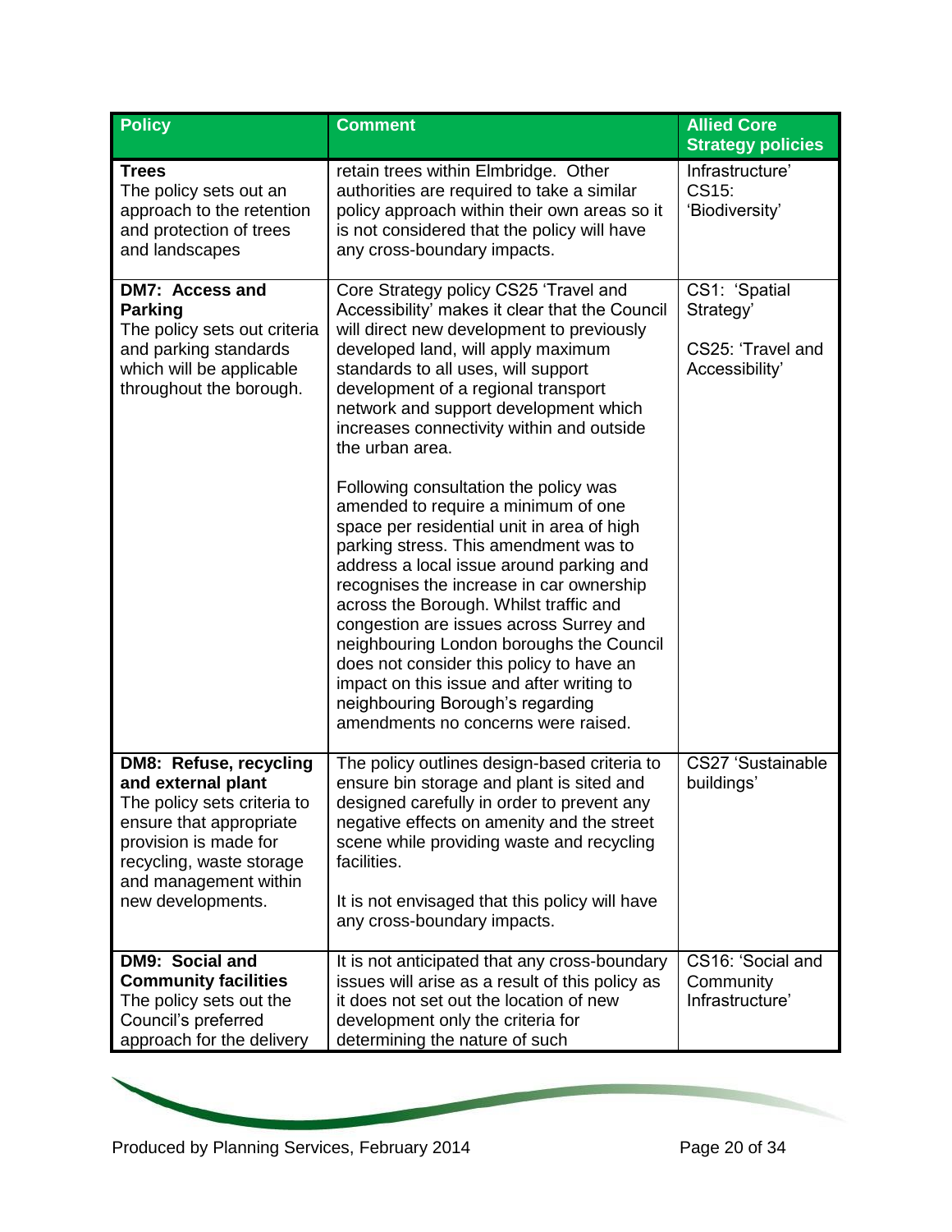| Policy | Comment | Allied Core Strategy policies |
|---|---|---|
| **Trees** The policy sets out an approach to the retention and protection of trees and landscapes | retain trees within Elmbridge. Other authorities are required to take a similar policy approach within their own areas so it is not considered that the policy will have any cross-boundary impacts. | Infrastructure' CS15: 'Biodiversity' |
| **DM7: Access and Parking** The policy sets out criteria and parking standards which will be applicable throughout the borough. | Core Strategy policy CS25 'Travel and Accessibility' makes it clear that the Council will direct new development to previously developed land, will apply maximum standards to all uses, will support development of a regional transport network and support development which increases connectivity within and outside the urban area.<br><br>Following consultation the policy was amended to require a minimum of one space per residential unit in area of high parking stress. This amendment was to address a local issue around parking and recognises the increase in car ownership across the Borough. Whilst traffic and congestion are issues across Surrey and neighbouring London boroughs the Council does not consider this policy to have an impact on this issue and after writing to neighbouring Borough's regarding amendments no concerns were raised. | CS1: 'Spatial Strategy'<br><br>CS25: 'Travel and Accessibility' |
| **DM8: Refuse, recycling and external plant** The policy sets criteria to ensure that appropriate provision is made for recycling, waste storage and management within new developments. | The policy outlines design-based criteria to ensure bin storage and plant is sited and designed carefully in order to prevent any negative effects on amenity and the street scene while providing waste and recycling facilities.<br><br>It is not envisaged that this policy will have any cross-boundary impacts. | CS27 'Sustainable buildings' |
| **DM9: Social and Community facilities** The policy sets out the Council's preferred approach for the delivery | It is not anticipated that any cross-boundary issues will arise as a result of this policy as it does not set out the location of new development only the criteria for determining the nature of such | CS16: 'Social and Community Infrastructure' |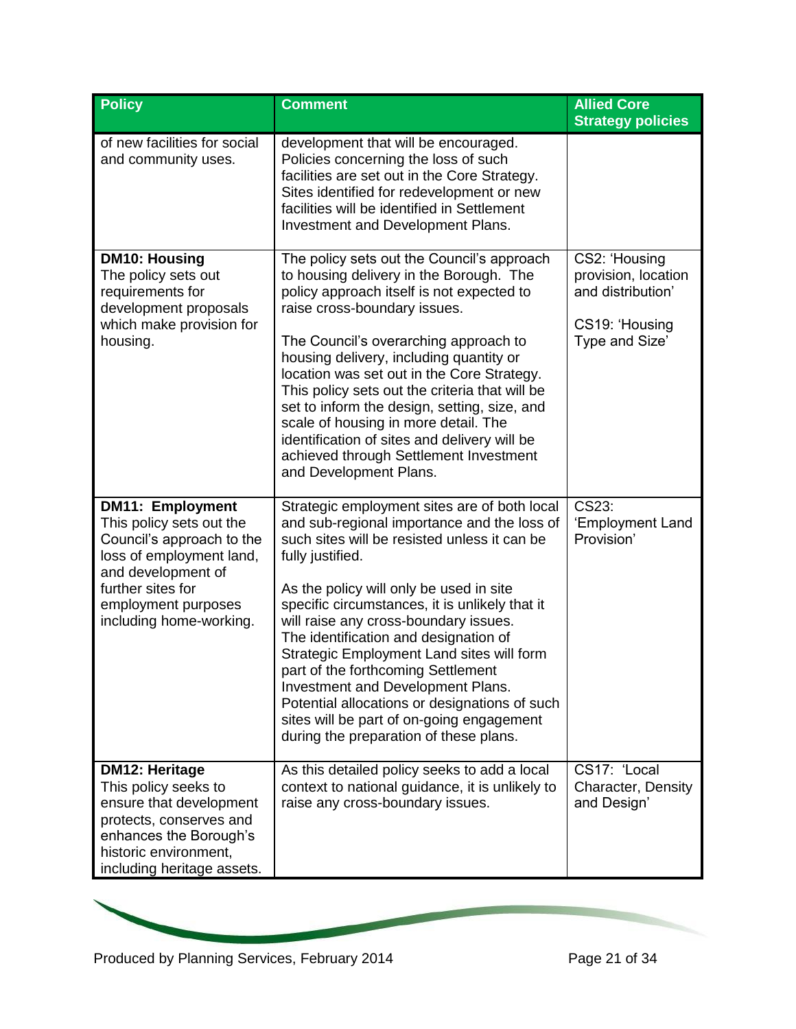| Policy | Comment | Allied Core Strategy policies |
|---|---|---|
| of new facilities for social and community uses. | development that will be encouraged. Policies concerning the loss of such facilities are set out in the Core Strategy. Sites identified for redevelopment or new facilities will be identified in Settlement Investment and Development Plans. | |
| **DM10: Housing** The policy sets out requirements for development proposals which make provision for housing. | The policy sets out the Council's approach to housing delivery in the Borough. The policy approach itself is not expected to raise cross-boundary issues. The Council's overarching approach to housing delivery, including quantity or location was set out in the Core Strategy. This policy sets out the criteria that will be set to inform the design, setting, size, and scale of housing in more detail. The identification of sites and delivery will be achieved through Settlement Investment and Development Plans. | CS2: 'Housing provision, location and distribution' CS19: 'Housing Type and Size' |
| **DM11: Employment** This policy sets out the Council's approach to the loss of employment land, and development of further sites for employment purposes including home-working. | Strategic employment sites are of both local and sub-regional importance and the loss of such sites will be resisted unless it can be fully justified. As the policy will only be used in site specific circumstances, it is unlikely that it will raise any cross-boundary issues. The identification and designation of Strategic Employment Land sites will form part of the forthcoming Settlement Investment and Development Plans. Potential allocations or designations of such sites will be part of on-going engagement during the preparation of these plans. | CS23: 'Employment Land Provision' |
| **DM12: Heritage** This policy seeks to ensure that development protects, conserves and enhances the Borough's historic environment, including heritage assets. | As this detailed policy seeks to add a local context to national guidance, it is unlikely to raise any cross-boundary issues. | CS17: 'Local Character, Density and Design' |

Produced by Planning Services, February 2014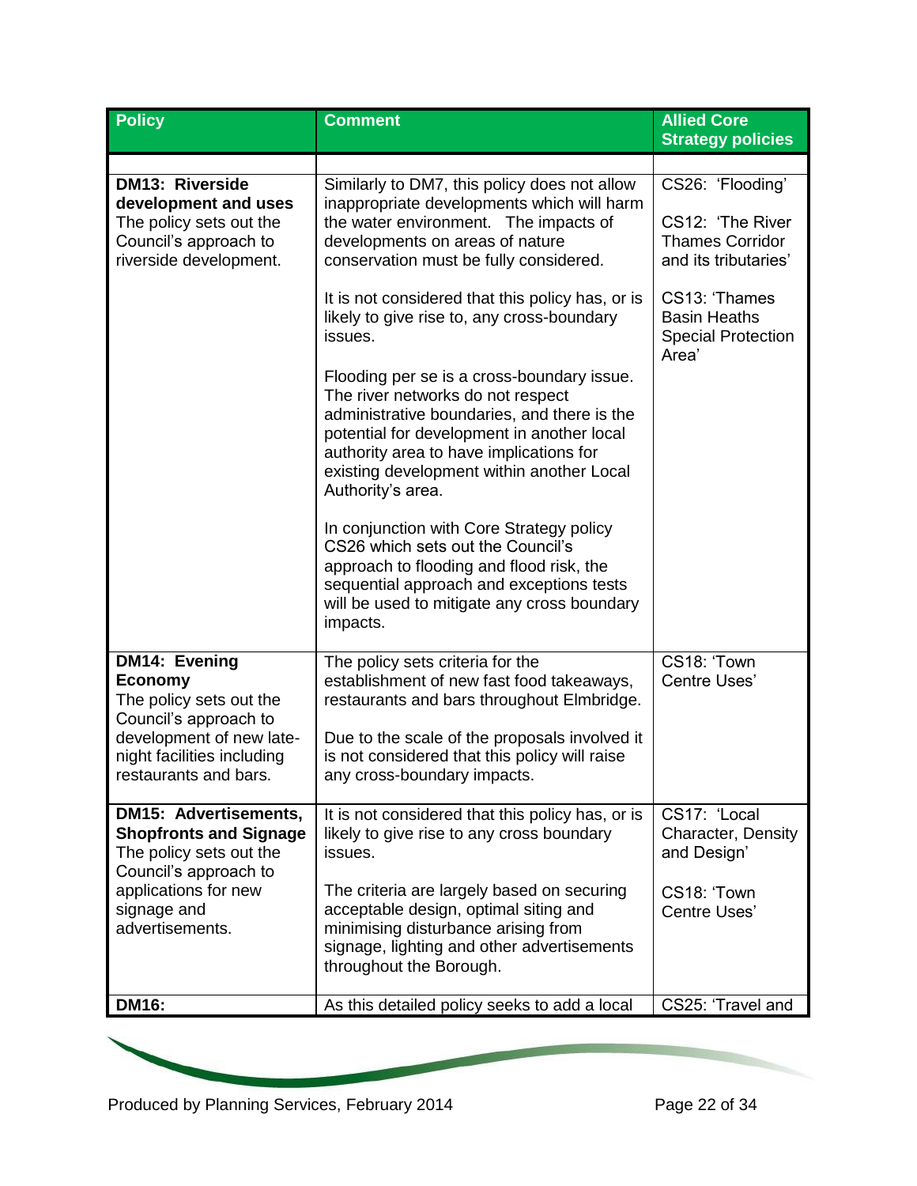| Policy | Comment | Allied Core Strategy policies |
|---|---|---|
| | | |
| **DM13: Riverside development and uses**<br>The policy sets out the Council's approach to riverside development. | Similarly to DM7, this policy does not allow inappropriate developments which will harm the water environment. The impacts of developments on areas of nature conservation must be fully considered.<br><br>It is not considered that this policy has, or is likely to give rise to, any cross-boundary issues.<br><br>Flooding per se is a cross-boundary issue. The river networks do not respect administrative boundaries, and there is the potential for development in another local authority area to have implications for existing development within another Local Authority's area.<br><br>In conjunction with Core Strategy policy CS26 which sets out the Council's approach to flooding and flood risk, the sequential approach and exceptions tests will be used to mitigate any cross boundary impacts. | CS26: 'Flooding'<br><br>CS12: 'The River Thames Corridor and its tributaries'<br><br>CS13: 'Thames Basin Heaths Special Protection Area' |
| **DM14: Evening Economy**<br>The policy sets out the Council's approach to development of new late-night facilities including restaurants and bars. | The policy sets criteria for the establishment of new fast food takeaways, restaurants and bars throughout Elmbridge.<br><br>Due to the scale of the proposals involved it is not considered that this policy will raise any cross-boundary impacts. | CS18: 'Town Centre Uses' |
| **DM15: Advertisements, Shopfronts and Signage**<br>The policy sets out the Council's approach to applications for new signage and advertisements. | It is not considered that this policy has, or is likely to give rise to any cross boundary issues.<br><br>The criteria are largely based on securing acceptable design, optimal siting and minimising disturbance arising from signage, lighting and other advertisements throughout the Borough. | CS17: 'Local Character, Density and Design'<br><br>CS18: 'Town Centre Uses' |
| **DM16:** | As this detailed policy seeks to add a local | CS25: 'Travel and |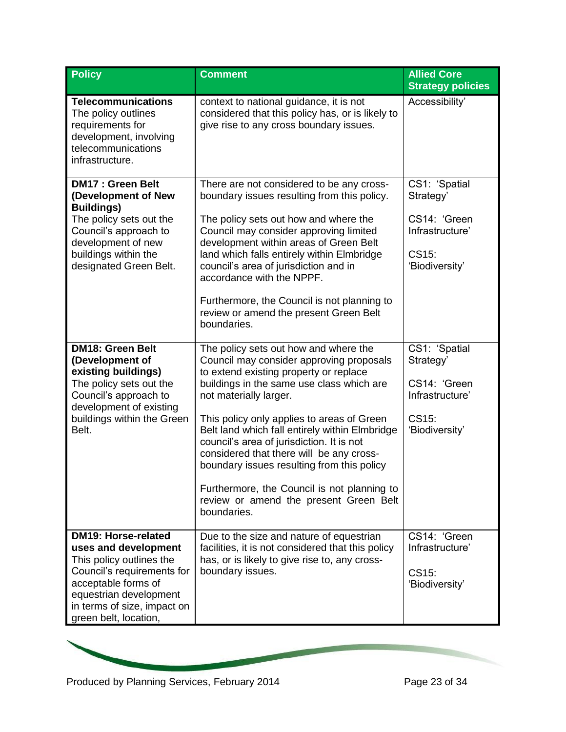| Policy | Comment | Allied Core Strategy policies |
| --- | --- | --- |
| **Telecommunications** The policy outlines requirements for development, involving telecommunications infrastructure. | context to national guidance, it is not considered that this policy has, or is likely to give rise to any cross boundary issues. | Accessibility' |
| **DM17 : Green Belt (Development of New Buildings)** The policy sets out the Council's approach to development of new buildings within the designated Green Belt. | There are not considered to be any cross-boundary issues resulting from this policy.<br><br>The policy sets out how and where the Council may consider approving limited development within areas of Green Belt land which falls entirely within Elmbridge council's area of jurisdiction and in accordance with the NPPF.<br><br>Furthermore, the Council is not planning to review or amend the present Green Belt boundaries. | CS1: 'Spatial Strategy'<br><br>CS14: 'Green Infrastructure'<br><br>CS15: 'Biodiversity' |
| **DM18: Green Belt (Development of existing buildings)** The policy sets out the Council's approach to development of existing buildings within the Green Belt. | The policy sets out how and where the Council may consider approving proposals to extend existing property or replace buildings in the same use class which are not materially larger.<br><br>This policy only applies to areas of Green Belt land which fall entirely within Elmbridge council's area of jurisdiction. It is not considered that there will be any cross-boundary issues resulting from this policy<br><br>Furthermore, the Council is not planning to review or amend the present Green Belt boundaries. | CS1: 'Spatial Strategy'<br><br>CS14: 'Green Infrastructure'<br><br>CS15: 'Biodiversity' |
| **DM19: Horse-related uses and development** This policy outlines the Council's requirements for acceptable forms of equestrian development in terms of size, impact on green belt, location, | Due to the size and nature of equestrian facilities, it is not considered that this policy has, or is likely to give rise to, any cross-boundary issues. | CS14: 'Green Infrastructure'<br><br>CS15: 'Biodiversity' |

Produced by Planning Services, February 2014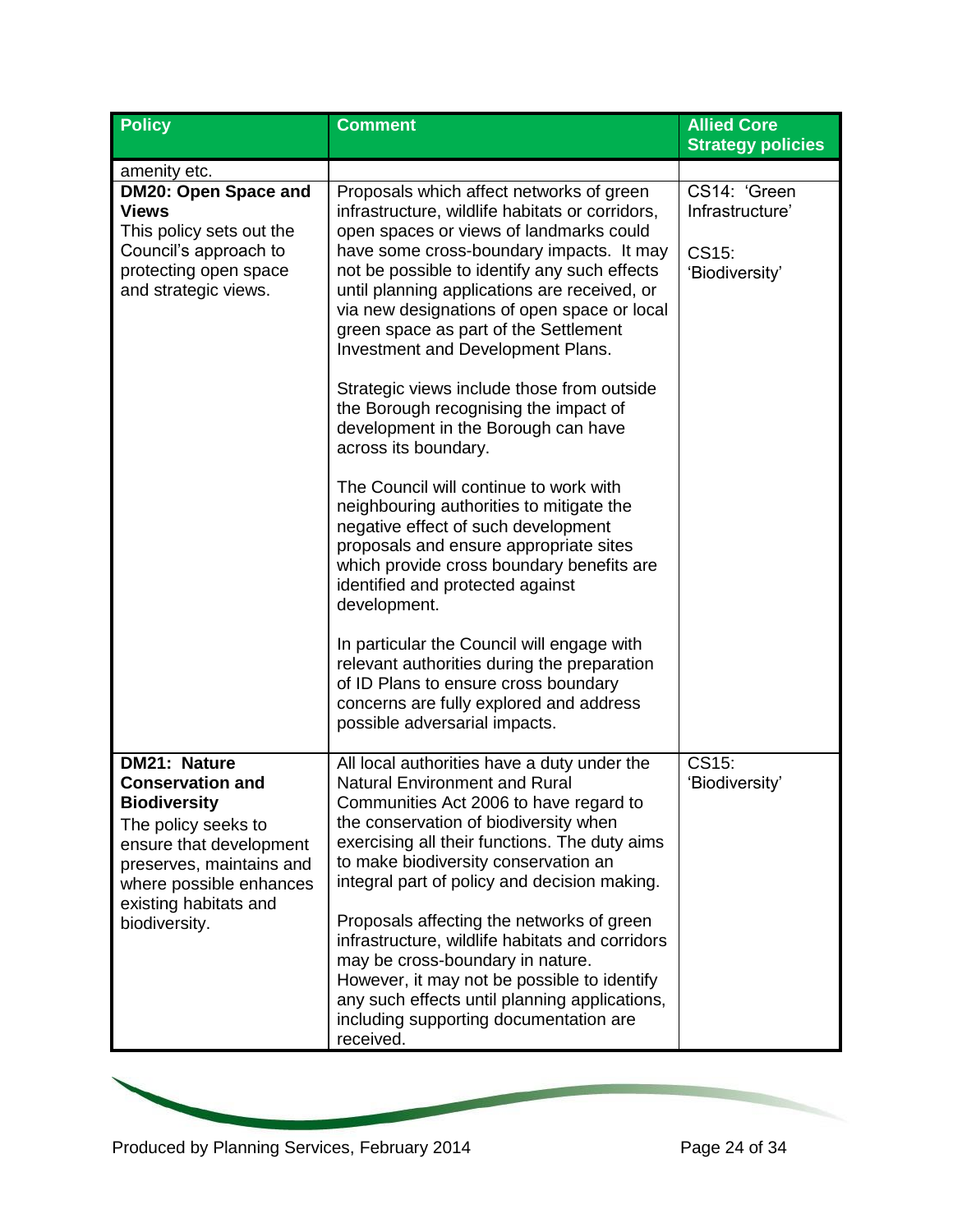| Policy | Comment | Allied Core Strategy policies |
|---|---|---|
| amenity etc. | | |
| **DM20: Open Space and Views** This policy sets out the Council's approach to protecting open space and strategic views. | Proposals which affect networks of green infrastructure, wildlife habitats or corridors, open spaces or views of landmarks could have some cross-boundary impacts. It may not be possible to identify any such effects until planning applications are received, or via new designations of open space or local green space as part of the Settlement Investment and Development Plans.<br><br>Strategic views include those from outside the Borough recognising the impact of development in the Borough can have across its boundary.<br><br>The Council will continue to work with neighbouring authorities to mitigate the negative effect of such development proposals and ensure appropriate sites which provide cross boundary benefits are identified and protected against development.<br><br>In particular the Council will engage with relevant authorities during the preparation of ID Plans to ensure cross boundary concerns are fully explored and address possible adversarial impacts. | CS14: 'Green Infrastructure'<br><br>CS15: 'Biodiversity' |
| **DM21: Nature Conservation and Biodiversity** The policy seeks to ensure that development preserves, maintains and where possible enhances existing habitats and biodiversity. | All local authorities have a duty under the Natural Environment and Rural Communities Act 2006 to have regard to the conservation of biodiversity when exercising all their functions. The duty aims to make biodiversity conservation an integral part of policy and decision making.<br><br>Proposals affecting the networks of green infrastructure, wildlife habitats and corridors may be cross-boundary in nature. However, it may not be possible to identify any such effects until planning applications, including supporting documentation are received. | CS15: 'Biodiversity' |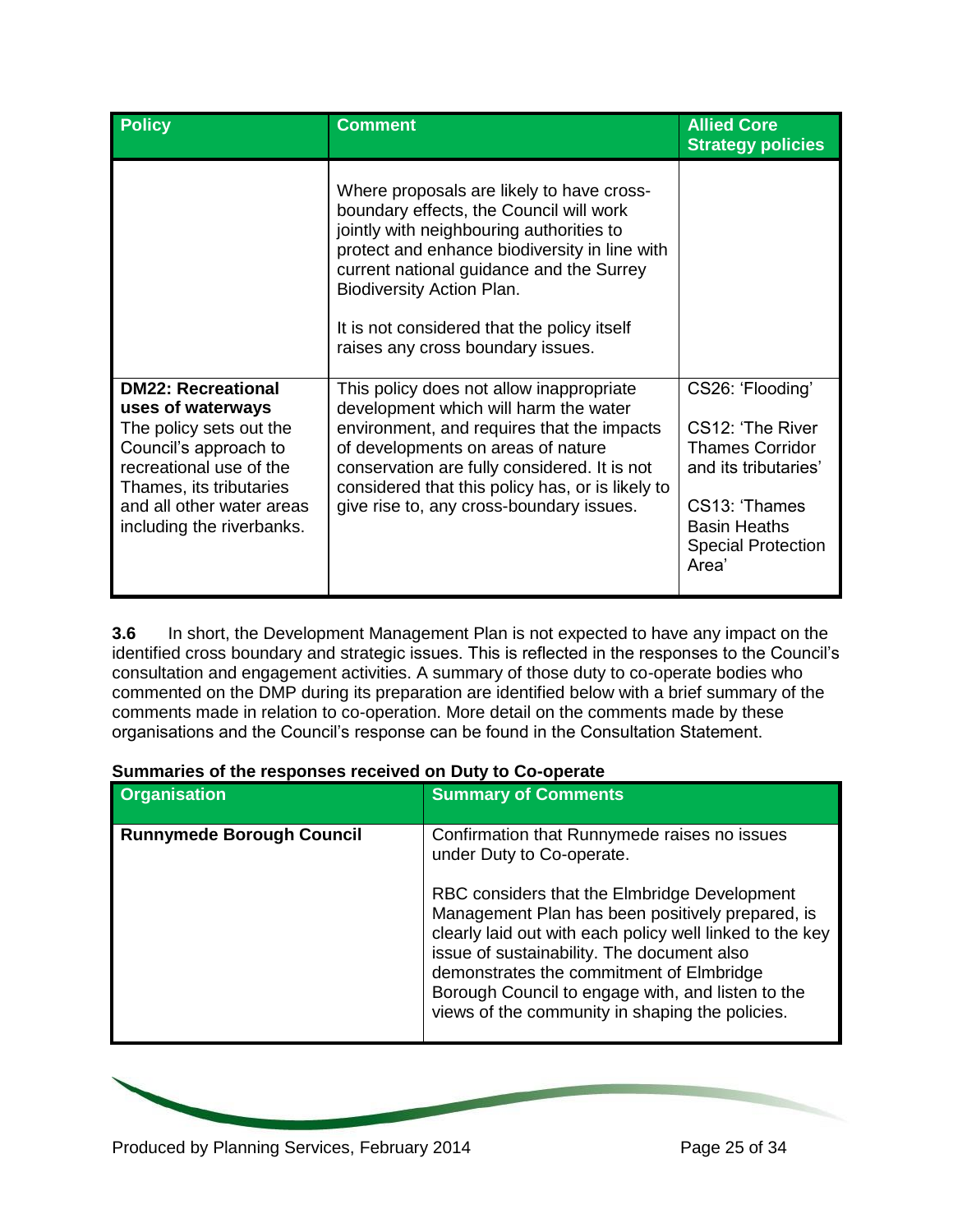| Policy | Comment | Allied Core Strategy policies |
| --- | --- | --- |
| | Where proposals are likely to have cross-boundary effects, the Council will work jointly with neighbouring authorities to protect and enhance biodiversity in line with current national guidance and the Surrey Biodiversity Action Plan.<br><br>It is not considered that the policy itself raises any cross boundary issues. | |
| **DM22: Recreational uses of waterways**<br>The policy sets out the Council's approach to recreational use of the Thames, its tributaries and all other water areas including the riverbanks. | This policy does not allow inappropriate development which will harm the water environment, and requires that the impacts of developments on areas of nature conservation are fully considered. It is not considered that this policy has, or is likely to give rise to, any cross-boundary issues. | CS26: 'Flooding'<br><br>CS12: 'The River Thames Corridor and its tributaries'<br><br>CS13: 'Thames Basin Heaths Special Protection Area' |

**3.6** In short, the Development Management Plan is not expected to have any impact on the identified cross boundary and strategic issues. This is reflected in the responses to the Council's consultation and engagement activities. A summary of those duty to co-operate bodies who commented on the DMP during its preparation are identified below with a brief summary of the comments made in relation to co-operation. More detail on the comments made by these organisations and the Council's response can be found in the Consultation Statement.

**Summaries of the responses received on Duty to Co-operate**

| Organisation | Summary of Comments |
| --- | --- |
| **Runnymede Borough Council** | Confirmation that Runnymede raises no issues under Duty to Co-operate.<br><br>RBC considers that the Elmbridge Development Management Plan has been positively prepared, is clearly laid out with each policy well linked to the key issue of sustainability. The document also demonstrates the commitment of Elmbridge Borough Council to engage with, and listen to the views of the community in shaping the policies. |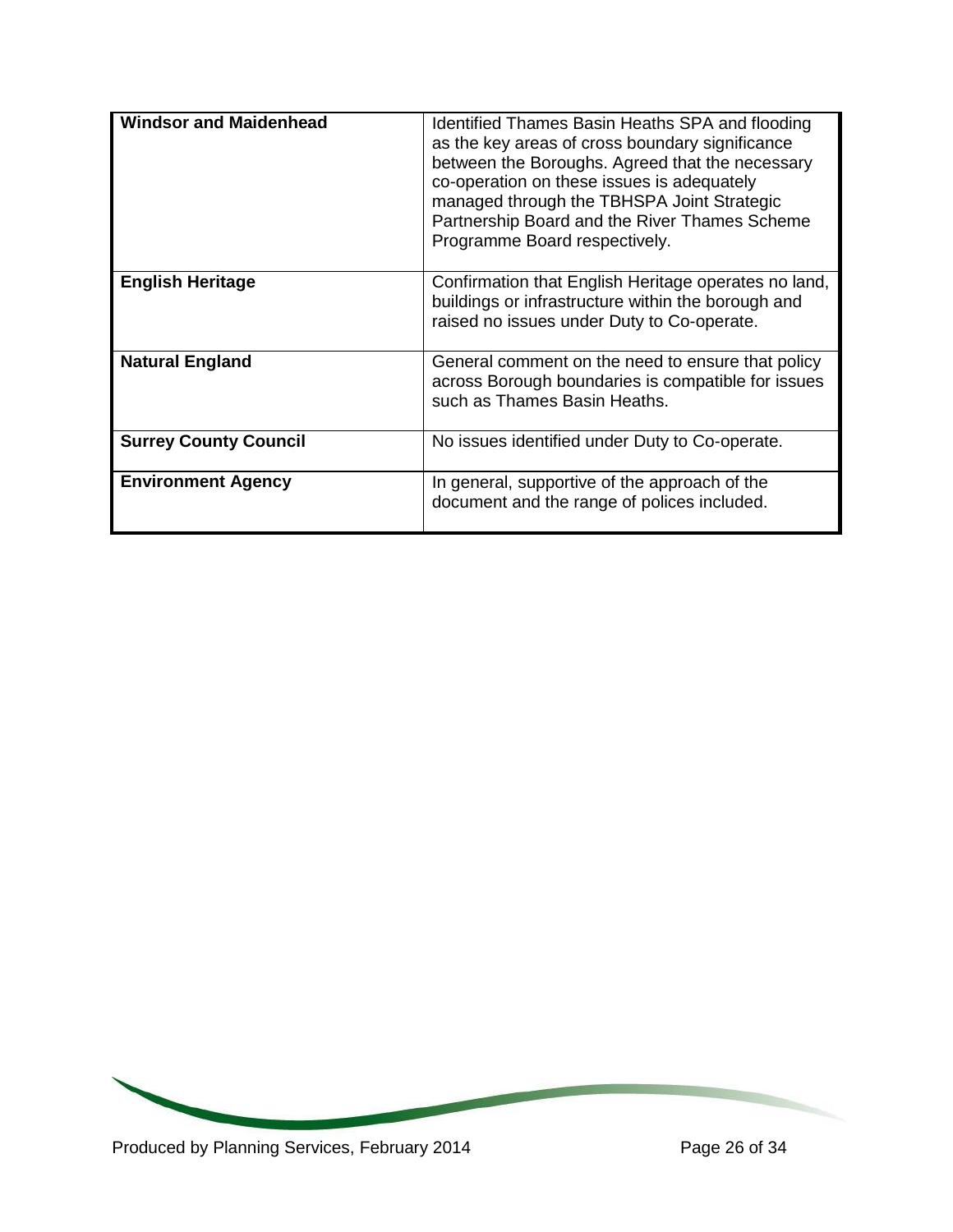| | |
|---|---|
| **Windsor and Maidenhead** | Identified Thames Basin Heaths SPA and flooding as the key areas of cross boundary significance between the Boroughs. Agreed that the necessary co-operation on these issues is adequately managed through the TBHSPA Joint Strategic Partnership Board and the River Thames Scheme Programme Board respectively. |
| **English Heritage** | Confirmation that English Heritage operates no land, buildings or infrastructure within the borough and raised no issues under Duty to Co-operate. |
| **Natural England** | General comment on the need to ensure that policy across Borough boundaries is compatible for issues such as Thames Basin Heaths. |
| **Surrey County Council** | No issues identified under Duty to Co-operate. |
| **Environment Agency** | In general, supportive of the approach of the document and the range of polices included. |

Produced by Planning Services, February 2014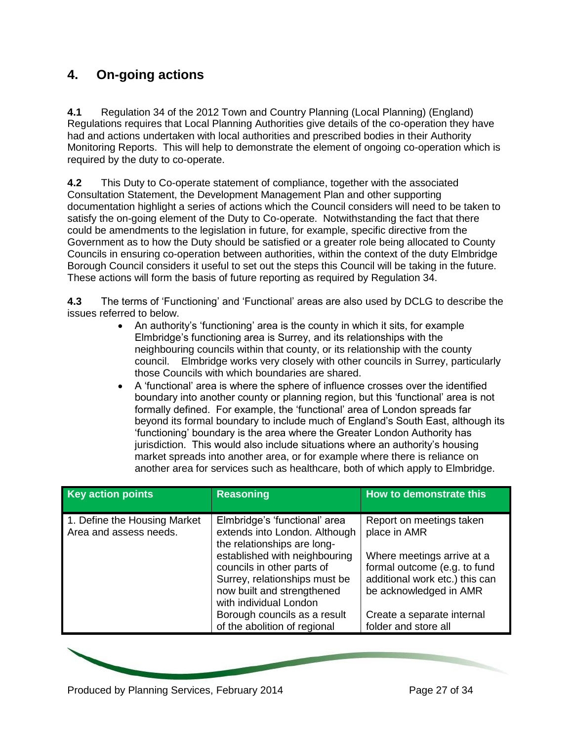## 4. On-going actions

**4.1** Regulation 34 of the 2012 Town and Country Planning (Local Planning) (England) Regulations requires that Local Planning Authorities give details of the co-operation they have had and actions undertaken with local authorities and prescribed bodies in their Authority Monitoring Reports. This will help to demonstrate the element of ongoing co-operation which is required by the duty to co-operate.

**4.2** This Duty to Co-operate statement of compliance, together with the associated Consultation Statement, the Development Management Plan and other supporting documentation highlight a series of actions which the Council considers will need to be taken to satisfy the on-going element of the Duty to Co-operate. Notwithstanding the fact that there could be amendments to the legislation in future, for example, specific directive from the Government as to how the Duty should be satisfied or a greater role being allocated to County Councils in ensuring co-operation between authorities, within the context of the duty Elmbridge Borough Council considers it useful to set out the steps this Council will be taking in the future. These actions will form the basis of future reporting as required by Regulation 34.

**4.3** The terms of 'Functioning' and 'Functional' areas are also used by DCLG to describe the issues referred to below.

- An authority's 'functioning' area is the county in which it sits, for example Elmbridge's functioning area is Surrey, and its relationships with the neighbouring councils within that county, or its relationship with the county council. Elmbridge works very closely with other councils in Surrey, particularly those Councils with which boundaries are shared.
- A 'functional' area is where the sphere of influence crosses over the identified boundary into another county or planning region, but this 'functional' area is not formally defined. For example, the 'functional' area of London spreads far beyond its formal boundary to include much of England's South East, although its 'functioning' boundary is the area where the Greater London Authority has jurisdiction. This would also include situations where an authority's housing market spreads into another area, or for example where there is reliance on another area for services such as healthcare, both of which apply to Elmbridge.

| Key action points | Reasoning | How to demonstrate this |
|---|---|---|
| 1. Define the Housing Market Area and assess needs. | Elmbridge's 'functional' area extends into London. Although the relationships are long-established with neighbouring councils in other parts of Surrey, relationships must be now built and strengthened with individual London Borough councils as a result of the abolition of regional | Report on meetings taken place in AMR<br><br>Where meetings arrive at a formal outcome (e.g. to fund additional work etc.) this can be acknowledged in AMR<br><br>Create a separate internal folder and store all |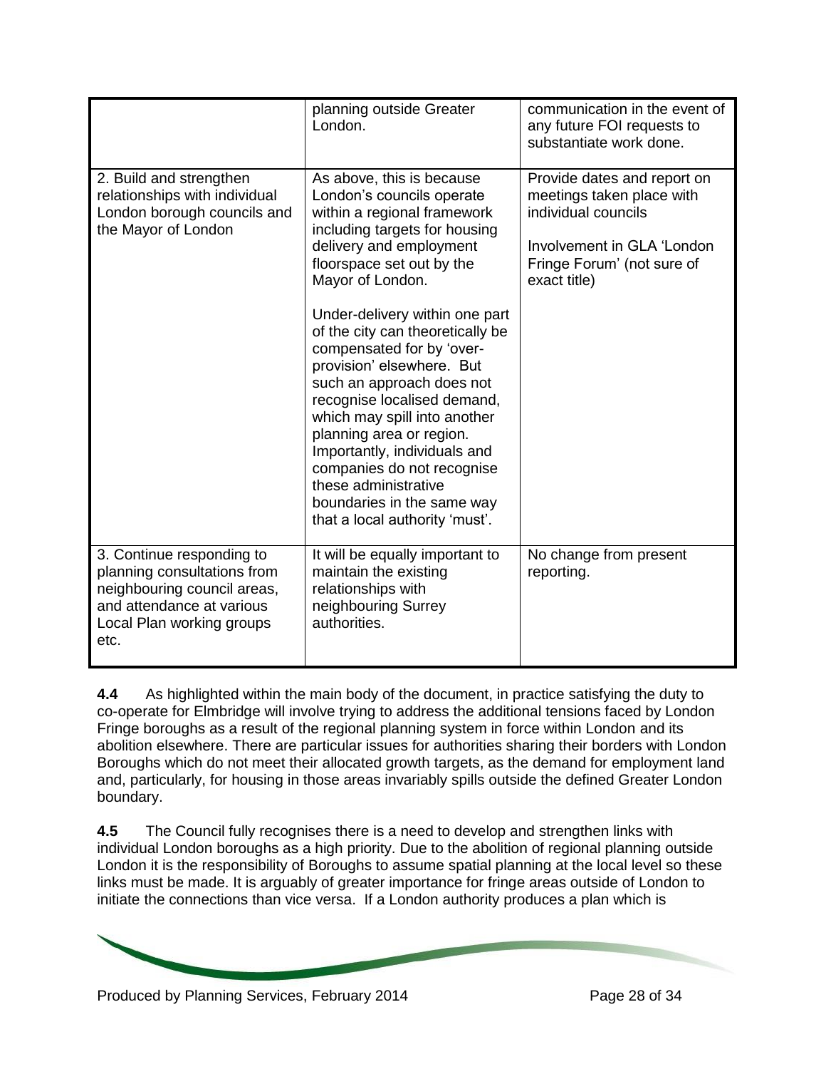| | | |
|---|---|---|
| | planning outside Greater London. | communication in the event of any future FOI requests to substantiate work done. |
| 2. Build and strengthen relationships with individual London borough councils and the Mayor of London | As above, this is because London's councils operate within a regional framework including targets for housing delivery and employment floorspace set out by the Mayor of London.<br><br>Under-delivery within one part of the city can theoretically be compensated for by 'over-provision' elsewhere. But such an approach does not recognise localised demand, which may spill into another planning area or region. Importantly, individuals and companies do not recognise these administrative boundaries in the same way that a local authority 'must'. | Provide dates and report on meetings taken place with individual councils<br><br>Involvement in GLA 'London Fringe Forum' (not sure of exact title) |
| 3. Continue responding to planning consultations from neighbouring council areas, and attendance at various Local Plan working groups etc. | It will be equally important to maintain the existing relationships with neighbouring Surrey authorities. | No change from present reporting. |

**4.4** As highlighted within the main body of the document, in practice satisfying the duty to co-operate for Elmbridge will involve trying to address the additional tensions faced by London Fringe boroughs as a result of the regional planning system in force within London and its abolition elsewhere. There are particular issues for authorities sharing their borders with London Boroughs which do not meet their allocated growth targets, as the demand for employment land and, particularly, for housing in those areas invariably spills outside the defined Greater London boundary.

**4.5** The Council fully recognises there is a need to develop and strengthen links with individual London boroughs as a high priority. Due to the abolition of regional planning outside London it is the responsibility of Boroughs to assume spatial planning at the local level so these links must be made. It is arguably of greater importance for fringe areas outside of London to initiate the connections than vice versa. If a London authority produces a plan which is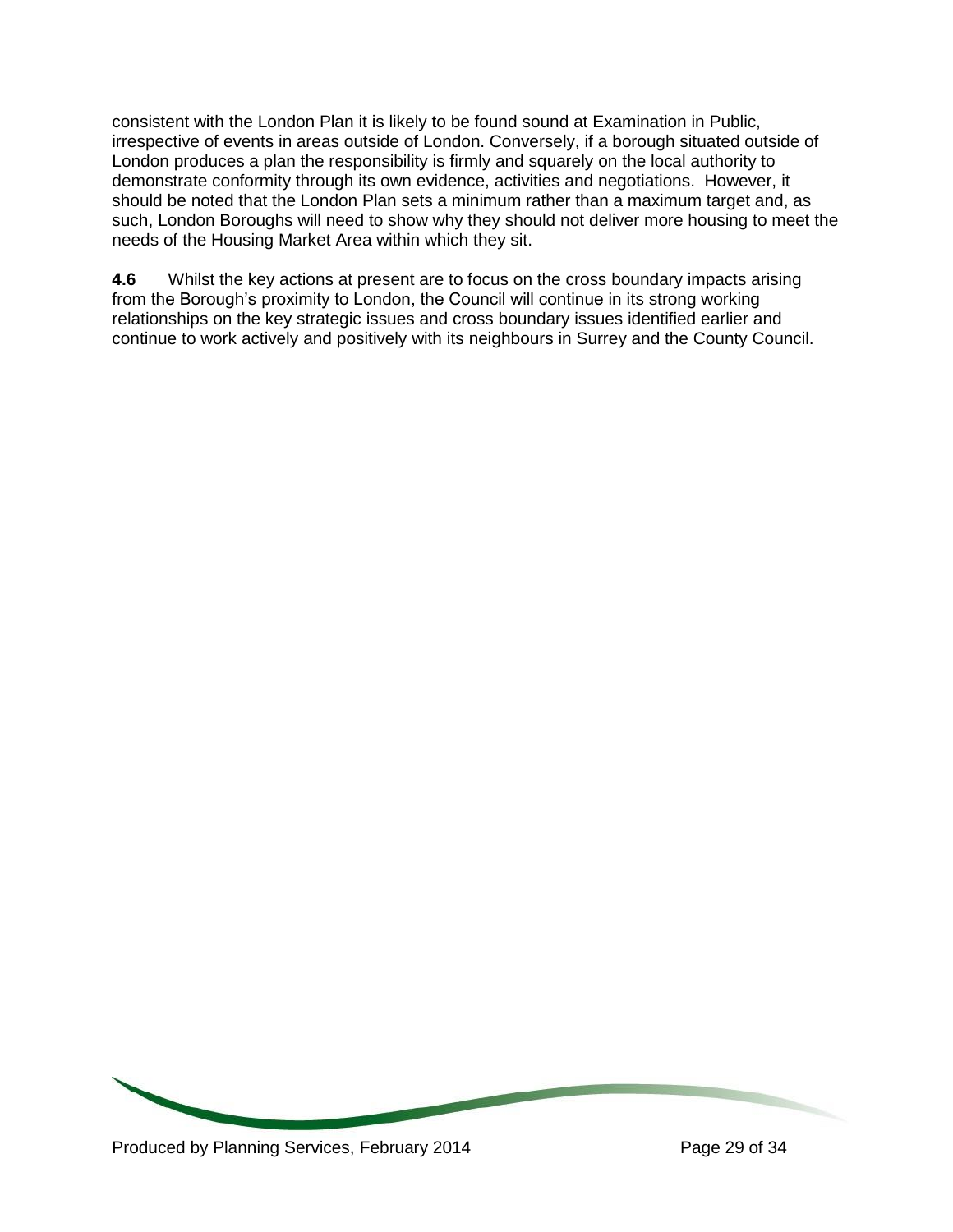consistent with the London Plan it is likely to be found sound at Examination in Public, irrespective of events in areas outside of London. Conversely, if a borough situated outside of London produces a plan the responsibility is firmly and squarely on the local authority to demonstrate conformity through its own evidence, activities and negotiations. However, it should be noted that the London Plan sets a minimum rather than a maximum target and, as such, London Boroughs will need to show why they should not deliver more housing to meet the needs of the Housing Market Area within which they sit.

**4.6** Whilst the key actions at present are to focus on the cross boundary impacts arising from the Borough's proximity to London, the Council will continue in its strong working relationships on the key strategic issues and cross boundary issues identified earlier and continue to work actively and positively with its neighbours in Surrey and the County Council.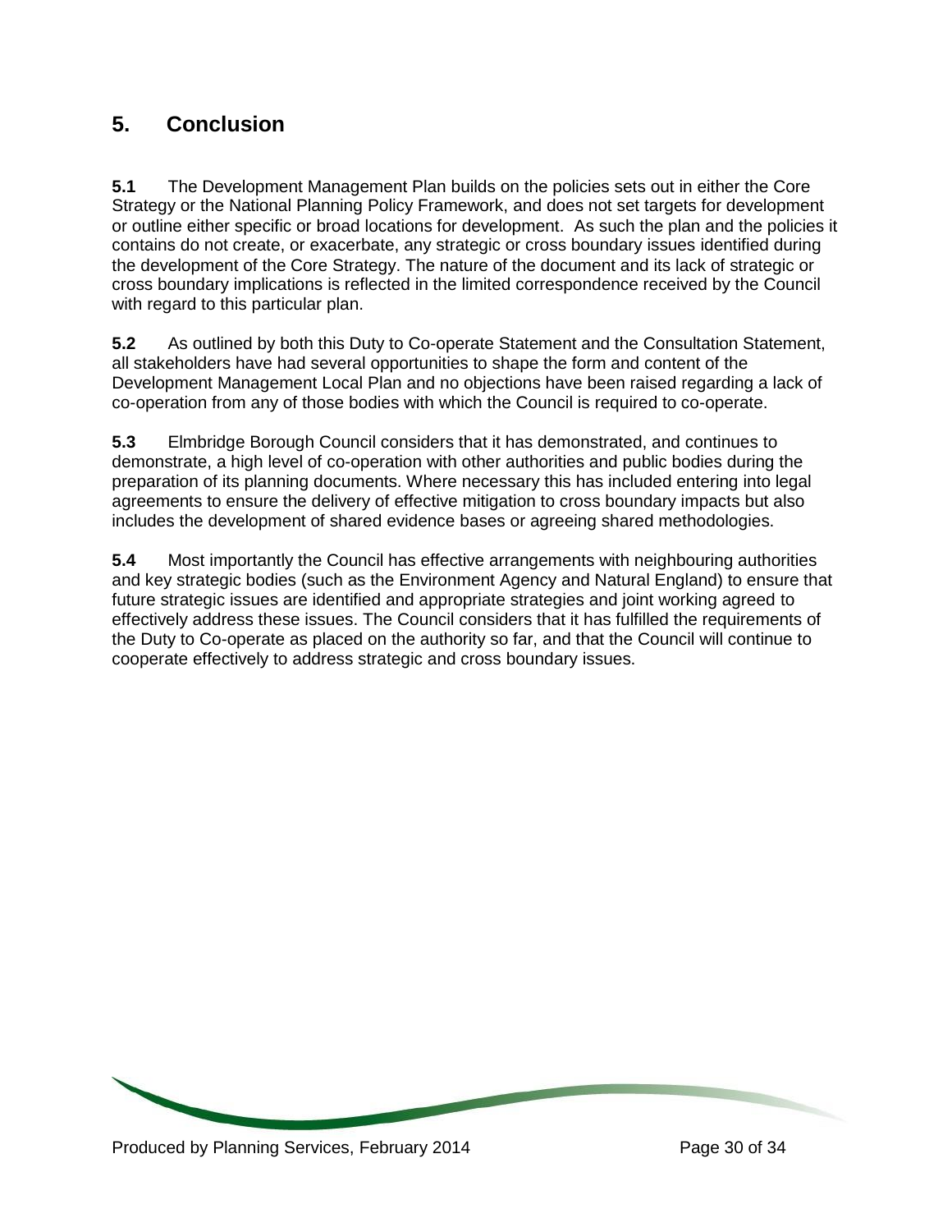## 5. Conclusion

**5.1** The Development Management Plan builds on the policies sets out in either the Core Strategy or the National Planning Policy Framework, and does not set targets for development or outline either specific or broad locations for development. As such the plan and the policies it contains do not create, or exacerbate, any strategic or cross boundary issues identified during the development of the Core Strategy. The nature of the document and its lack of strategic or cross boundary implications is reflected in the limited correspondence received by the Council with regard to this particular plan.

**5.2** As outlined by both this Duty to Co-operate Statement and the Consultation Statement, all stakeholders have had several opportunities to shape the form and content of the Development Management Local Plan and no objections have been raised regarding a lack of co-operation from any of those bodies with which the Council is required to co-operate.

**5.3** Elmbridge Borough Council considers that it has demonstrated, and continues to demonstrate, a high level of co-operation with other authorities and public bodies during the preparation of its planning documents. Where necessary this has included entering into legal agreements to ensure the delivery of effective mitigation to cross boundary impacts but also includes the development of shared evidence bases or agreeing shared methodologies.

**5.4** Most importantly the Council has effective arrangements with neighbouring authorities and key strategic bodies (such as the Environment Agency and Natural England) to ensure that future strategic issues are identified and appropriate strategies and joint working agreed to effectively address these issues. The Council considers that it has fulfilled the requirements of the Duty to Co-operate as placed on the authority so far, and that the Council will continue to cooperate effectively to address strategic and cross boundary issues.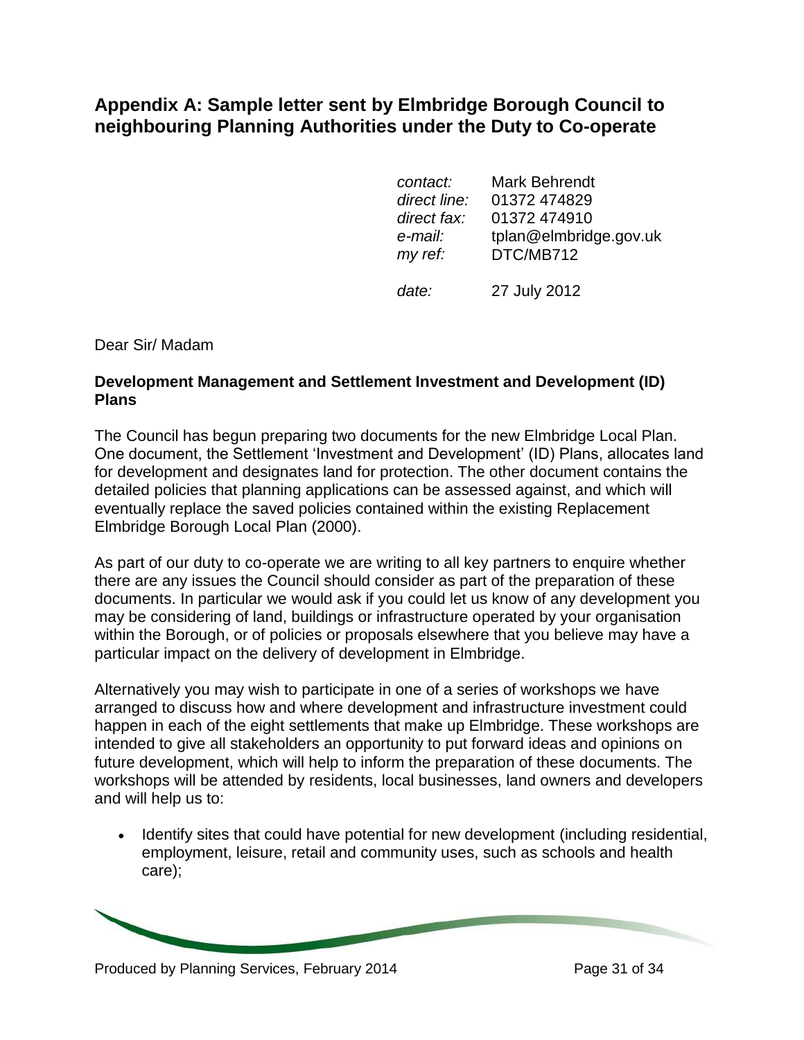## Appendix A: Sample letter sent by Elmbridge Borough Council to neighbouring Planning Authorities under the Duty to Co-operate

| | |
|---|---|
| *contact:* | Mark Behrendt |
| *direct line:* | 01372 474829 |
| *direct fax:* | 01372 474910 |
| *e-mail:* | tplan@elmbridge.gov.uk |
| *my ref:* | DTC/MB712 |
| *date:* | 27 July 2012 |

Dear Sir/ Madam

**Development Management and Settlement Investment and Development (ID) Plans**

The Council has begun preparing two documents for the new Elmbridge Local Plan. One document, the Settlement 'Investment and Development' (ID) Plans, allocates land for development and designates land for protection. The other document contains the detailed policies that planning applications can be assessed against, and which will eventually replace the saved policies contained within the existing Replacement Elmbridge Borough Local Plan (2000).

As part of our duty to co-operate we are writing to all key partners to enquire whether there are any issues the Council should consider as part of the preparation of these documents. In particular we would ask if you could let us know of any development you may be considering of land, buildings or infrastructure operated by your organisation within the Borough, or of policies or proposals elsewhere that you believe may have a particular impact on the delivery of development in Elmbridge.

Alternatively you may wish to participate in one of a series of workshops we have arranged to discuss how and where development and infrastructure investment could happen in each of the eight settlements that make up Elmbridge. These workshops are intended to give all stakeholders an opportunity to put forward ideas and opinions on future development, which will help to inform the preparation of these documents. The workshops will be attended by residents, local businesses, land owners and developers and will help us to:

- Identify sites that could have potential for new development (including residential, employment, leisure, retail and community uses, such as schools and health care);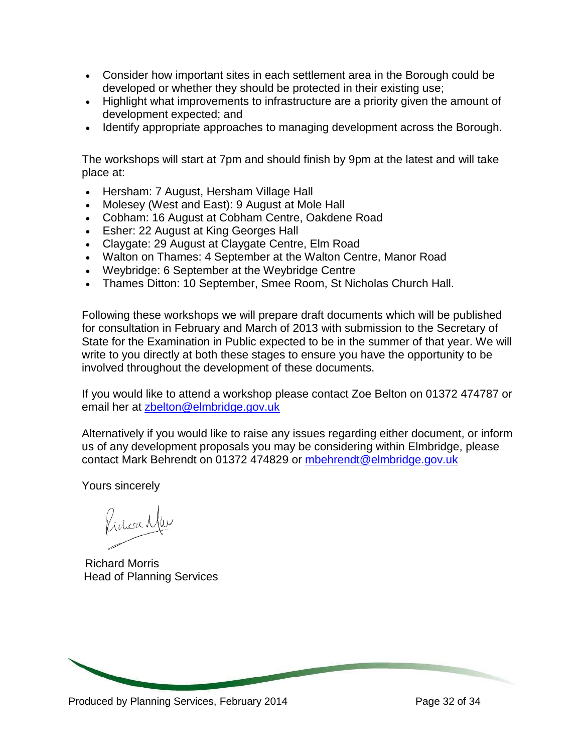- Consider how important sites in each settlement area in the Borough could be developed or whether they should be protected in their existing use;
- Highlight what improvements to infrastructure are a priority given the amount of development expected; and
- Identify appropriate approaches to managing development across the Borough.

The workshops will start at 7pm and should finish by 9pm at the latest and will take place at:

- Hersham: 7 August, Hersham Village Hall
- Molesey (West and East): 9 August at Mole Hall
- Cobham: 16 August at Cobham Centre, Oakdene Road
- Esher: 22 August at King Georges Hall
- Claygate: 29 August at Claygate Centre, Elm Road
- Walton on Thames: 4 September at the Walton Centre, Manor Road
- Weybridge: 6 September at the Weybridge Centre
- Thames Ditton: 10 September, Smee Room, St Nicholas Church Hall.

Following these workshops we will prepare draft documents which will be published for consultation in February and March of 2013 with submission to the Secretary of State for the Examination in Public expected to be in the summer of that year. We will write to you directly at both these stages to ensure you have the opportunity to be involved throughout the development of these documents.

If you would like to attend a workshop please contact Zoe Belton on 01372 474787 or email her at zbelton@elmbridge.gov.uk

Alternatively if you would like to raise any issues regarding either document, or inform us of any development proposals you may be considering within Elmbridge, please contact Mark Behrendt on 01372 474829 or mbehrendt@elmbridge.gov.uk

Yours sincerely

Richard Morris
Head of Planning Services

Produced by Planning Services, February 2014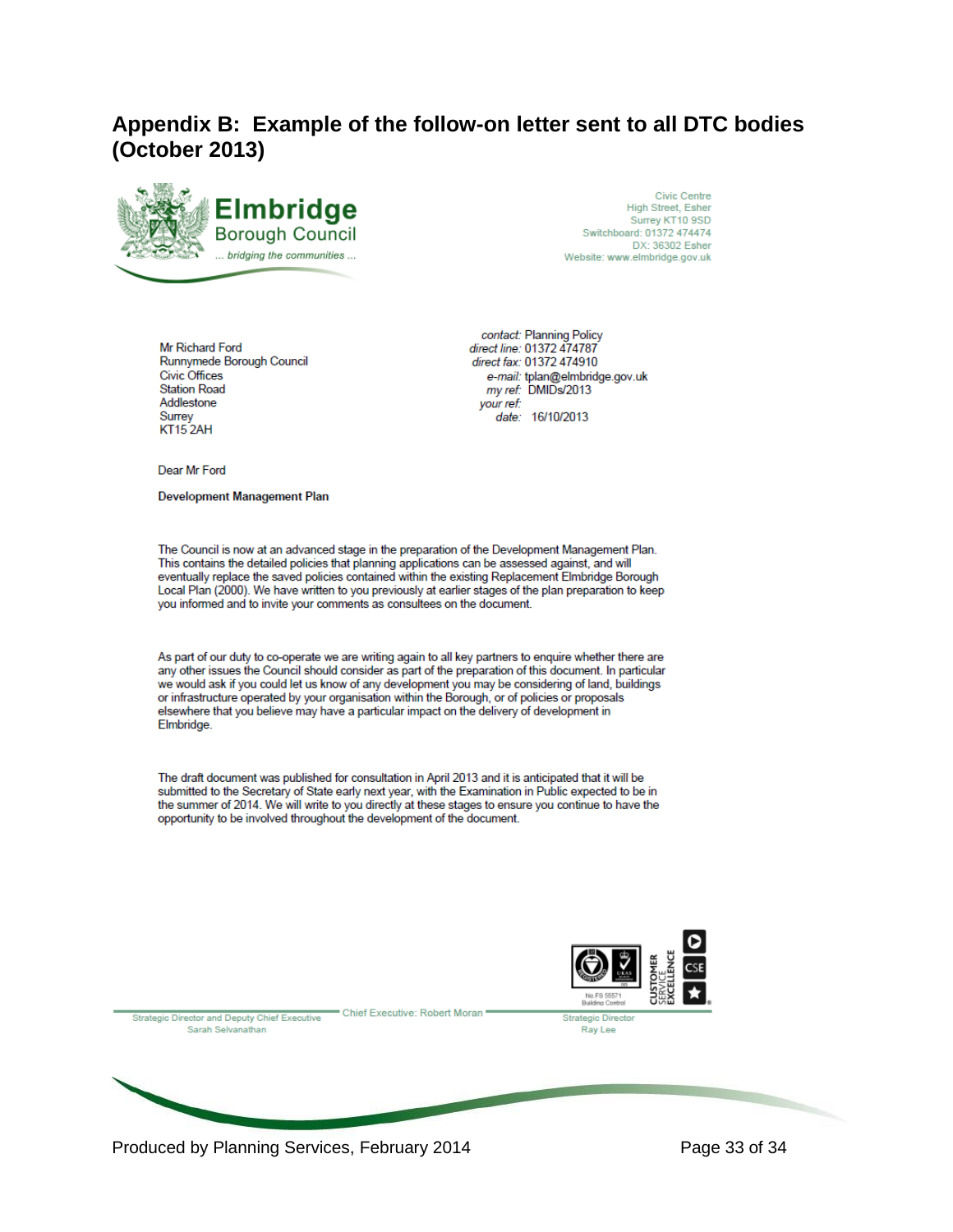## Appendix B: Example of the follow-on letter sent to all DTC bodies (October 2013)

**Elmbridge** Borough Council
*... bridging the communities ...*

Civic Centre
High Street, Esher
Surrey KT10 9SD
Switchboard: 01372 474474
DX: 36302 Esher
Website: www.elmbridge.gov.uk

Mr Richard Ford
Runnymede Borough Council
Civic Offices
Station Road
Addlestone
Surrey
KT15 2AH

*contact:* Planning Policy
*direct line:* 01372 474787
*direct fax:* 01372 474910
*e-mail:* tplan@elmbridge.gov.uk
*my ref:* DMIDs/2013
*your ref:*
*date:* 16/10/2013

Dear Mr Ford

**Development Management Plan**

The Council is now at an advanced stage in the preparation of the Development Management Plan. This contains the detailed policies that planning applications can be assessed against, and will eventually replace the saved policies contained within the existing Replacement Elmbridge Borough Local Plan (2000). We have written to you previously at earlier stages of the plan preparation to keep you informed and to invite your comments as consultees on the document.

As part of our duty to co-operate we are writing again to all key partners to enquire whether there are any other issues the Council should consider as part of the preparation of this document. In particular we would ask if you could let us know of any development you may be considering of land, buildings or infrastructure operated by your organisation within the Borough, or of policies or proposals elsewhere that you believe may have a particular impact on the delivery of development in Elmbridge.

The draft document was published for consultation in April 2013 and it is anticipated that it will be submitted to the Secretary of State early next year, with the Examination in Public expected to be in the summer of 2014. We will write to you directly at these stages to ensure you continue to have the opportunity to be involved throughout the development of the document.

No FS 55571
Building Control

CUSTOMER SERVICE EXCELLENCE

Strategic Director and Deputy Chief Executive
Sarah Selvanathan

Chief Executive: Robert Moran

Strategic Director
Ray Lee

Produced by Planning Services, February 2014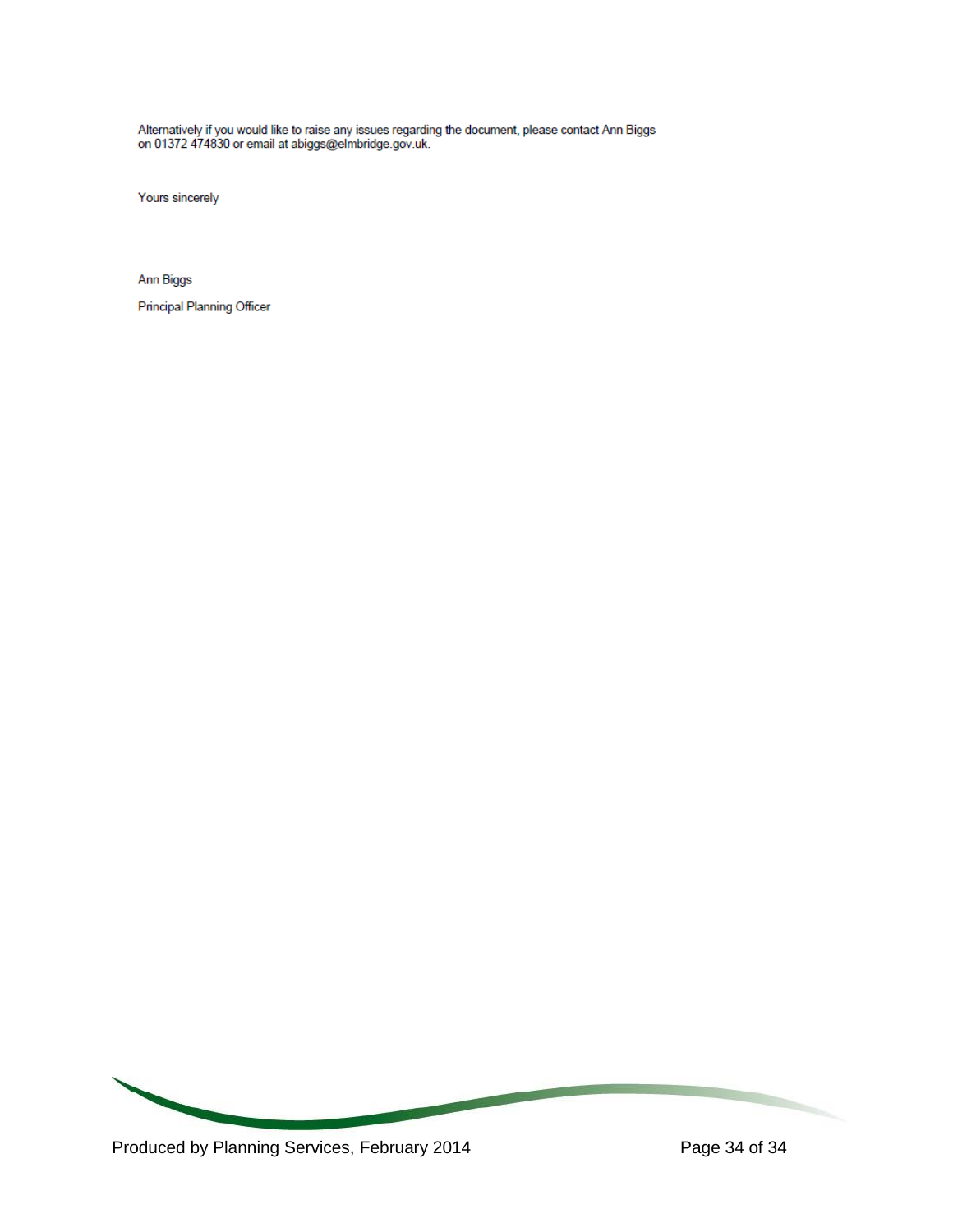Alternatively if you would like to raise any issues regarding the document, please contact Ann Biggs on 01372 474830 or email at abiggs@elmbridge.gov.uk.

Yours sincerely

Ann Biggs

Principal Planning Officer